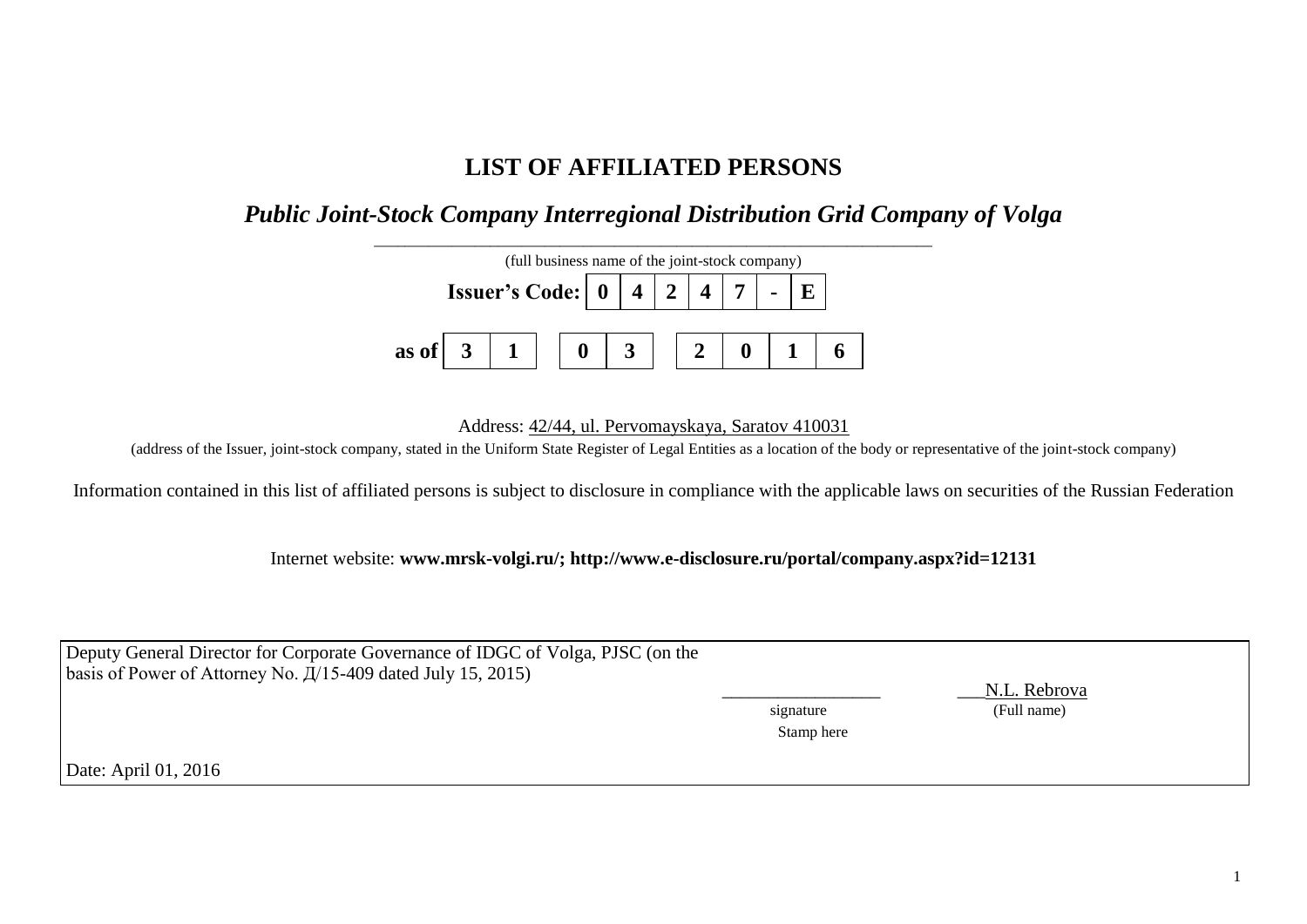# LIST OF AFFILIATED PERSONS

## *Public Joint-Stock Company Interregional Distribution Grid Company of Volga*

(full business name of the joint-stock company)

| **Issuer's Code:** | **0** | **4** | **2** | **4** | **7** | **-** | **E** |
|---|---|---|---|---|---|---|---|

| **as of** | **3** | **1** | | **0** | **3** | | **2** | **0** | **1** | **6** |
|---|---|---|---|---|---|---|---|---|---|---|

Address: 42/44, ul. Pervomayskaya, Saratov 410031

(address of the Issuer, joint-stock company, stated in the Uniform State Register of Legal Entities as a location of the body or representative of the joint-stock company)

Information contained in this list of affiliated persons is subject to disclosure in compliance with the applicable laws on securities of the Russian Federation

Internet website: **www.mrsk-volgi.ru/; http://www.e-disclosure.ru/portal/company.aspx?id=12131**

| Deputy General Director for Corporate Governance of IDGC of Volga, PJSC (on the basis of Power of Attorney No. Д/15-409 dated July 15, 2015) | _________________ signature Stamp here | N.L. Rebrova (Full name) |
|---|---|---|
| Date: April 01, 2016 | | |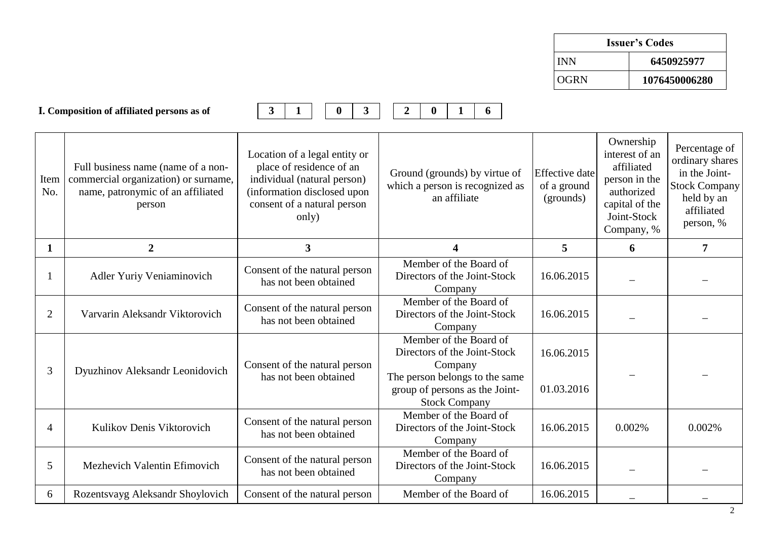| Issuer's Codes | |
|---|---|
| INN | 6450925977 |
| OGRN | 1076450006280 |

**I. Composition of affiliated persons as of** 31 03 2016

| Item No. | Full business name (name of a non-commercial organization) or surname, name, patronymic of an affiliated person | Location of a legal entity or place of residence of an individual (natural person) (information disclosed upon consent of a natural person only) | Ground (grounds) by virtue of which a person is recognized as an affiliate | Effective date of a ground (grounds) | Ownership interest of an affiliated person in the authorized capital of the Joint-Stock Company, % | Percentage of ordinary shares in the Joint-Stock Company held by an affiliated person, % |
|---|---|---|---|---|---|---|
| 1 | 2 | 3 | 4 | 5 | 6 | 7 |
| 1 | Adler Yuriy Veniaminovich | Consent of the natural person has not been obtained | Member of the Board of Directors of the Joint-Stock Company | 16.06.2015 | – | – |
| 2 | Varvarin Aleksandr Viktorovich | Consent of the natural person has not been obtained | Member of the Board of Directors of the Joint-Stock Company | 16.06.2015 | – | – |
| 3 | Dyuzhinov Aleksandr Leonidovich | Consent of the natural person has not been obtained | Member of the Board of Directors of the Joint-Stock Company<br>The person belongs to the same group of persons as the Joint-Stock Company | 16.06.2015<br>01.03.2016 | – | – |
| 4 | Kulikov Denis Viktorovich | Consent of the natural person has not been obtained | Member of the Board of Directors of the Joint-Stock Company | 16.06.2015 | 0.002% | 0.002% |
| 5 | Mezhevich Valentin Efimovich | Consent of the natural person has not been obtained | Member of the Board of Directors of the Joint-Stock Company | 16.06.2015 | – | – |
| 6 | Rozentsvayg Aleksandr Shoylovich | Consent of the natural person | Member of the Board of | 16.06.2015 | – | – |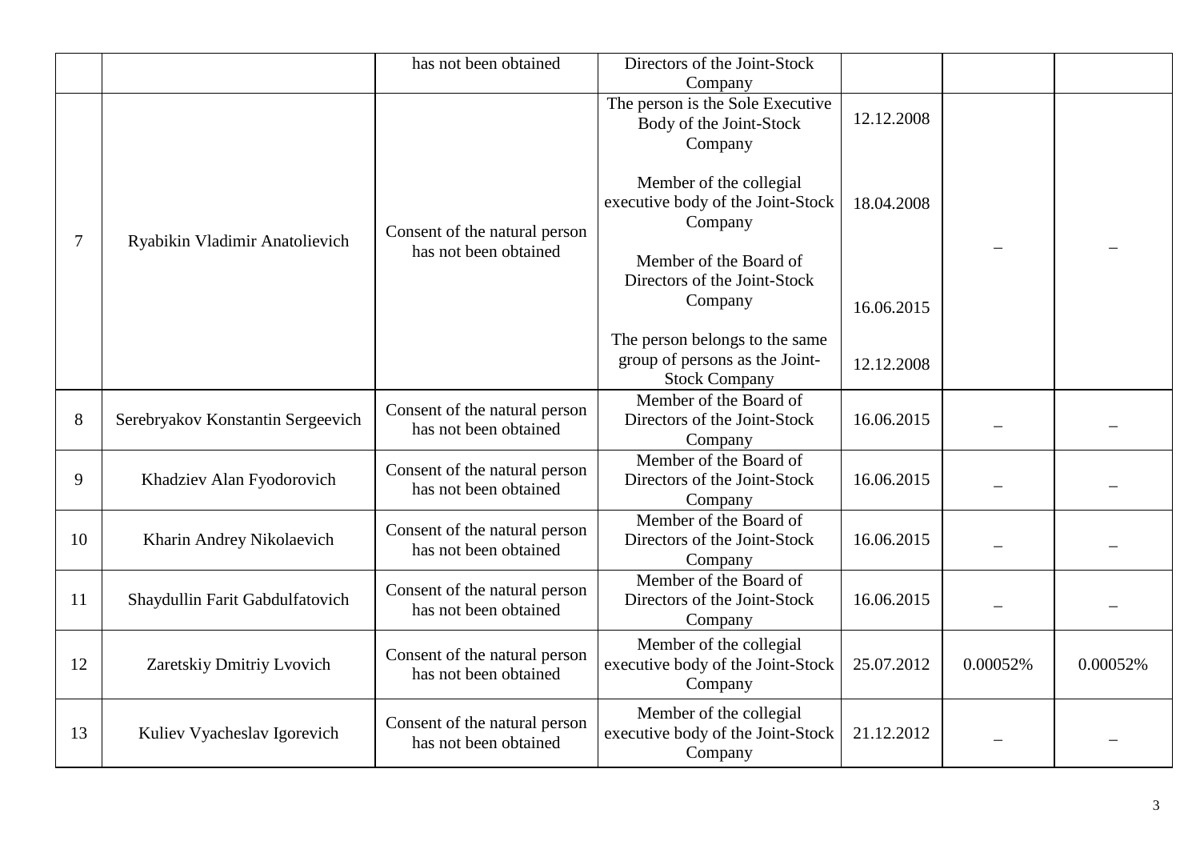| | | has not been obtained | Directors of the Joint-Stock Company | | | |
|---|---|---|---|---|---|---|
| 7 | Ryabikin Vladimir Anatolievich | Consent of the natural person has not been obtained | The person is the Sole Executive Body of the Joint-Stock Company<br><br>Member of the collegial executive body of the Joint-Stock Company<br><br>Member of the Board of Directors of the Joint-Stock Company<br><br>The person belongs to the same group of persons as the Joint-Stock Company | 12.12.2008<br><br>18.04.2008<br><br>16.06.2015<br><br>12.12.2008 | – | – |
| 8 | Serebryakov Konstantin Sergeevich | Consent of the natural person has not been obtained | Member of the Board of Directors of the Joint-Stock Company | 16.06.2015 | – | – |
| 9 | Khadziev Alan Fyodorovich | Consent of the natural person has not been obtained | Member of the Board of Directors of the Joint-Stock Company | 16.06.2015 | – | – |
| 10 | Kharin Andrey Nikolaevich | Consent of the natural person has not been obtained | Member of the Board of Directors of the Joint-Stock Company | 16.06.2015 | – | – |
| 11 | Shaydullin Farit Gabdulfatovich | Consent of the natural person has not been obtained | Member of the Board of Directors of the Joint-Stock Company | 16.06.2015 | – | – |
| 12 | Zaretskiy Dmitriy Lvovich | Consent of the natural person has not been obtained | Member of the collegial executive body of the Joint-Stock Company | 25.07.2012 | 0.00052% | 0.00052% |
| 13 | Kuliev Vyacheslav Igorevich | Consent of the natural person has not been obtained | Member of the collegial executive body of the Joint-Stock Company | 21.12.2012 | – | – |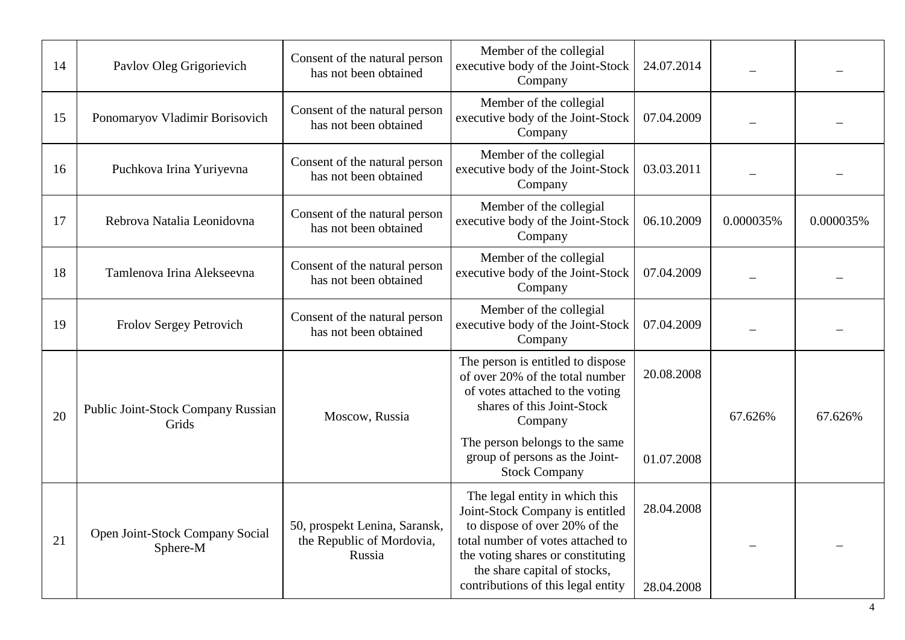| 14 | Pavlov Oleg Grigorievich | Consent of the natural person has not been obtained | Member of the collegial executive body of the Joint-Stock Company | 24.07.2014 | – | – |
|---|---|---|---|---|---|---|
| 15 | Ponomaryov Vladimir Borisovich | Consent of the natural person has not been obtained | Member of the collegial executive body of the Joint-Stock Company | 07.04.2009 | – | – |
| 16 | Puchkova Irina Yuriyevna | Consent of the natural person has not been obtained | Member of the collegial executive body of the Joint-Stock Company | 03.03.2011 | – | – |
| 17 | Rebrova Natalia Leonidovna | Consent of the natural person has not been obtained | Member of the collegial executive body of the Joint-Stock Company | 06.10.2009 | 0.000035% | 0.000035% |
| 18 | Tamlenova Irina Alekseevna | Consent of the natural person has not been obtained | Member of the collegial executive body of the Joint-Stock Company | 07.04.2009 | – | – |
| 19 | Frolov Sergey Petrovich | Consent of the natural person has not been obtained | Member of the collegial executive body of the Joint-Stock Company | 07.04.2009 | – | – |
| 20 | Public Joint-Stock Company Russian Grids | Moscow, Russia | The person is entitled to dispose of over 20% of the total number of votes attached to the voting shares of this Joint-Stock Company<br>The person belongs to the same group of persons as the Joint-Stock Company | 20.08.2008<br>01.07.2008 | 67.626% | 67.626% |
| 21 | Open Joint-Stock Company Social Sphere-M | 50, prospekt Lenina, Saransk, the Republic of Mordovia, Russia | The legal entity in which this Joint-Stock Company is entitled to dispose of over 20% of the total number of votes attached to the voting shares or constituting the share capital of stocks, contributions of this legal entity | 28.04.2008<br>28.04.2008 | – | – |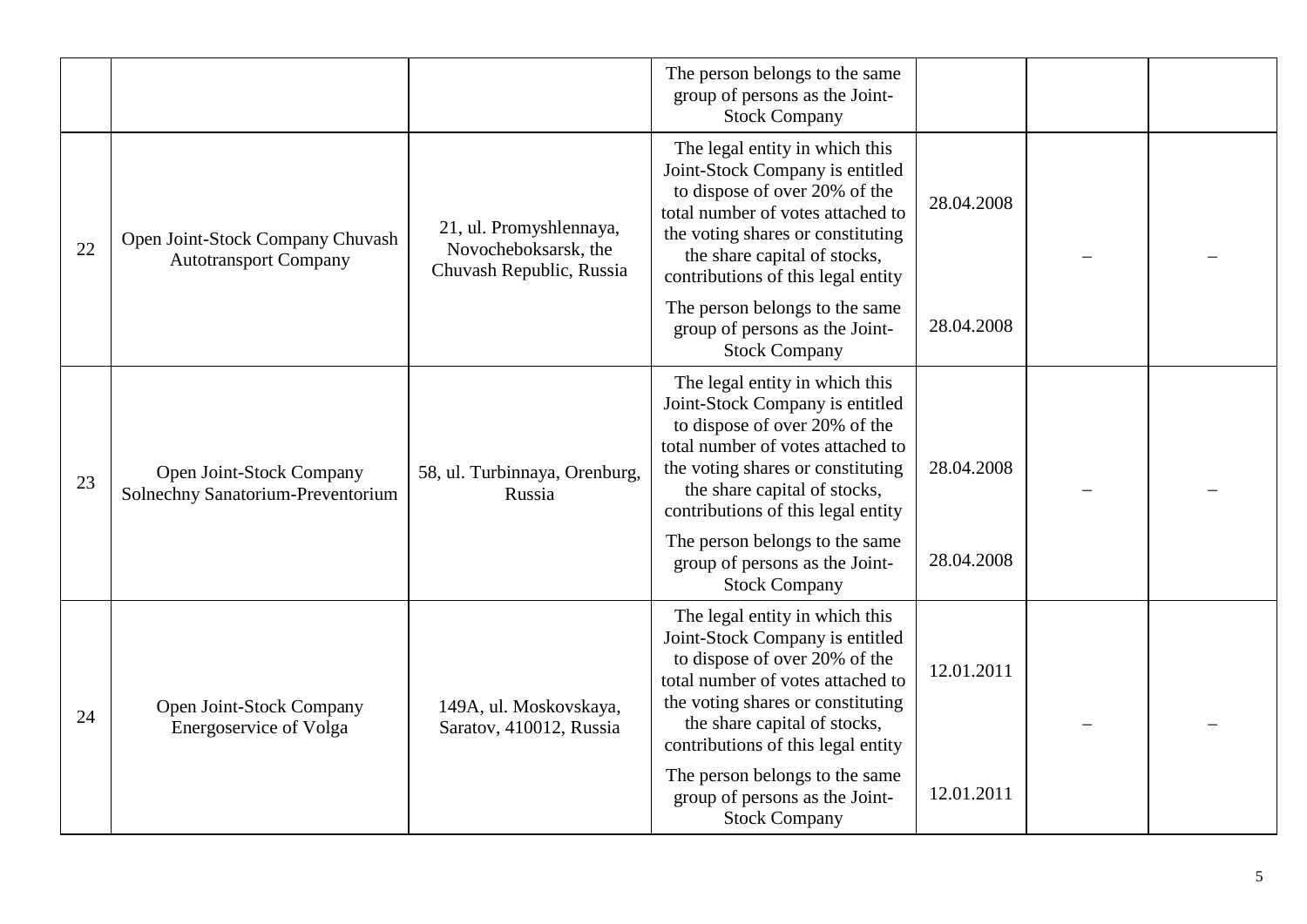|  |  |  | The person belongs to the same group of persons as the Joint-Stock Company |  |  |  |
|---|---|---|---|---|---|---|
| 22 | Open Joint-Stock Company Chuvash Autotransport Company | 21, ul. Promyshlennaya, Novocheboksarsk, the Chuvash Republic, Russia | The legal entity in which this Joint-Stock Company is entitled to dispose of over 20% of the total number of votes attached to the voting shares or constituting the share capital of stocks, contributions of this legal entity | 28.04.2008 | – | – |
|  |  |  | The person belongs to the same group of persons as the Joint-Stock Company | 28.04.2008 |  |  |
| 23 | Open Joint-Stock Company Solnechny Sanatorium-Preventorium | 58, ul. Turbinnaya, Orenburg, Russia | The legal entity in which this Joint-Stock Company is entitled to dispose of over 20% of the total number of votes attached to the voting shares or constituting the share capital of stocks, contributions of this legal entity | 28.04.2008 | – | – |
|  |  |  | The person belongs to the same group of persons as the Joint-Stock Company | 28.04.2008 |  |  |
| 24 | Open Joint-Stock Company Energoservice of Volga | 149A, ul. Moskovskaya, Saratov, 410012, Russia | The legal entity in which this Joint-Stock Company is entitled to dispose of over 20% of the total number of votes attached to the voting shares or constituting the share capital of stocks, contributions of this legal entity | 12.01.2011 | – | – |
|  |  |  | The person belongs to the same group of persons as the Joint-Stock Company | 12.01.2011 |  |  |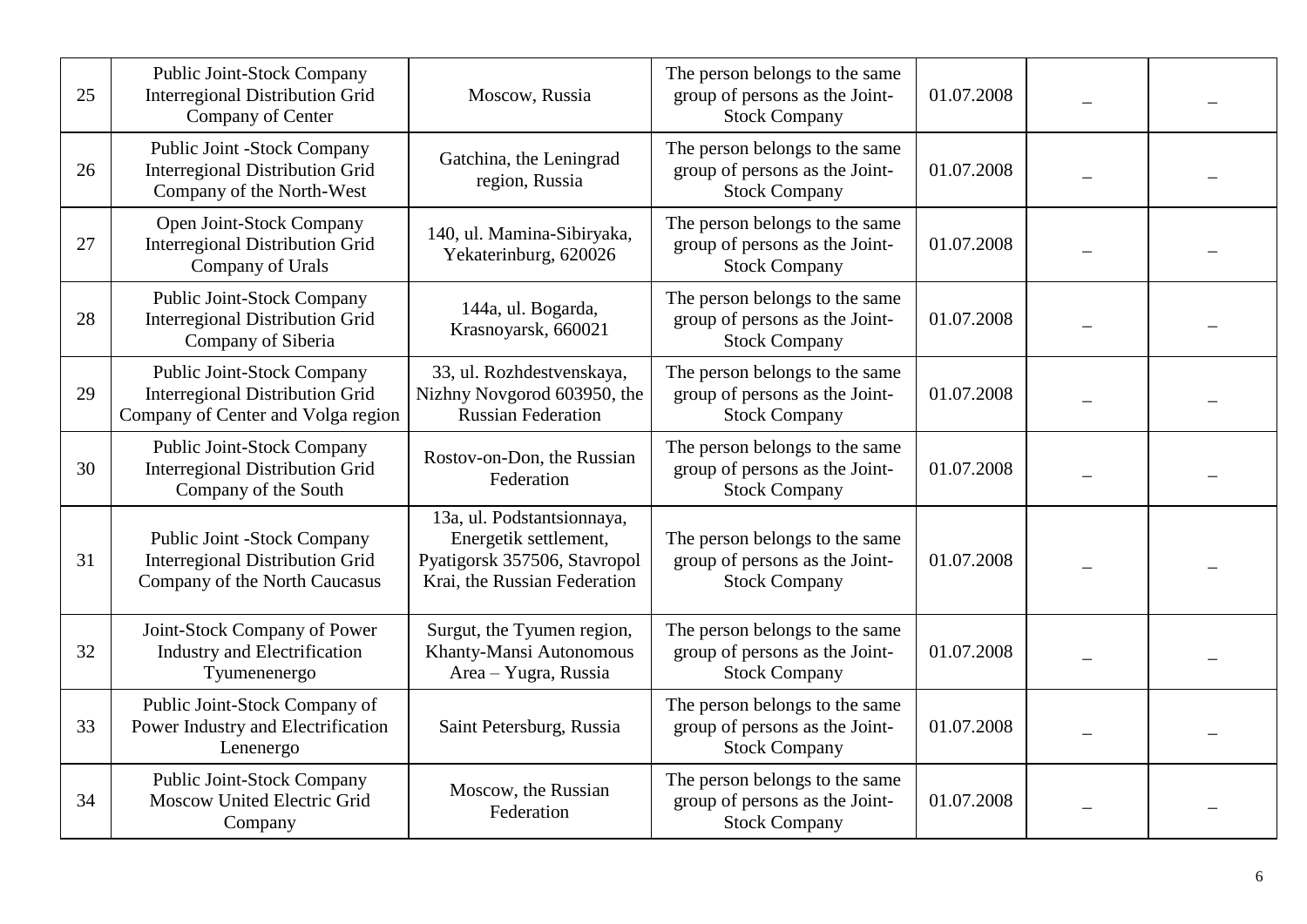| 25 | Public Joint-Stock Company Interregional Distribution Grid Company of Center | Moscow, Russia | The person belongs to the same group of persons as the Joint-Stock Company | 01.07.2008 | – | – |
|---|---|---|---|---|---|---|
| 26 | Public Joint -Stock Company Interregional Distribution Grid Company of the North-West | Gatchina, the Leningrad region, Russia | The person belongs to the same group of persons as the Joint-Stock Company | 01.07.2008 | – | – |
| 27 | Open Joint-Stock Company Interregional Distribution Grid Company of Urals | 140, ul. Mamina-Sibiryaka, Yekaterinburg, 620026 | The person belongs to the same group of persons as the Joint-Stock Company | 01.07.2008 | – | – |
| 28 | Public Joint-Stock Company Interregional Distribution Grid Company of Siberia | 144a, ul. Bogarda, Krasnoyarsk, 660021 | The person belongs to the same group of persons as the Joint-Stock Company | 01.07.2008 | – | – |
| 29 | Public Joint-Stock Company Interregional Distribution Grid Company of Center and Volga region | 33, ul. Rozhdestvenskaya, Nizhny Novgorod 603950, the Russian Federation | The person belongs to the same group of persons as the Joint-Stock Company | 01.07.2008 | – | – |
| 30 | Public Joint-Stock Company Interregional Distribution Grid Company of the South | Rostov-on-Don, the Russian Federation | The person belongs to the same group of persons as the Joint-Stock Company | 01.07.2008 | – | – |
| 31 | Public Joint -Stock Company Interregional Distribution Grid Company of the North Caucasus | 13a, ul. Podstantsionnaya, Energetik settlement, Pyatigorsk 357506, Stavropol Krai, the Russian Federation | The person belongs to the same group of persons as the Joint-Stock Company | 01.07.2008 | – | – |
| 32 | Joint-Stock Company of Power Industry and Electrification Tyumenenergo | Surgut, the Tyumen region, Khanty-Mansi Autonomous Area – Yugra, Russia | The person belongs to the same group of persons as the Joint-Stock Company | 01.07.2008 | – | – |
| 33 | Public Joint-Stock Company of Power Industry and Electrification Lenenergo | Saint Petersburg, Russia | The person belongs to the same group of persons as the Joint-Stock Company | 01.07.2008 | – | – |
| 34 | Public Joint-Stock Company Moscow United Electric Grid Company | Moscow, the Russian Federation | The person belongs to the same group of persons as the Joint-Stock Company | 01.07.2008 | – | – |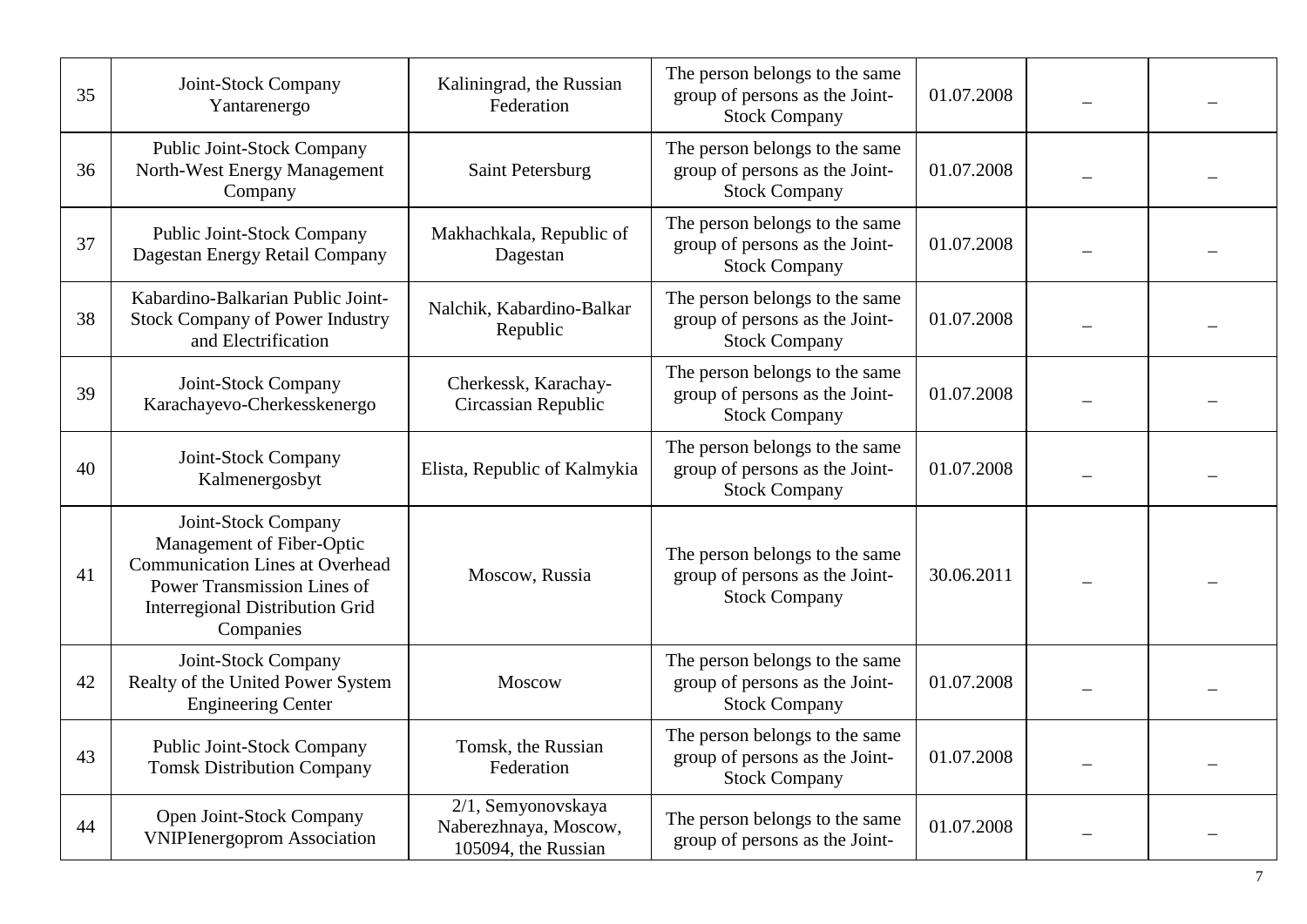| 35 | Joint-Stock Company Yantarenergo | Kaliningrad, the Russian Federation | The person belongs to the same group of persons as the Joint-Stock Company | 01.07.2008 | – | – |
|---|---|---|---|---|---|---|
| 36 | Public Joint-Stock Company North-West Energy Management Company | Saint Petersburg | The person belongs to the same group of persons as the Joint-Stock Company | 01.07.2008 | – | – |
| 37 | Public Joint-Stock Company Dagestan Energy Retail Company | Makhachkala, Republic of Dagestan | The person belongs to the same group of persons as the Joint-Stock Company | 01.07.2008 | – | – |
| 38 | Kabardino-Balkarian Public Joint-Stock Company of Power Industry and Electrification | Nalchik, Kabardino-Balkar Republic | The person belongs to the same group of persons as the Joint-Stock Company | 01.07.2008 | – | – |
| 39 | Joint-Stock Company Karachayevo-Cherkesskenergo | Cherkessk, Karachay-Circassian Republic | The person belongs to the same group of persons as the Joint-Stock Company | 01.07.2008 | – | – |
| 40 | Joint-Stock Company Kalmenergosbyt | Elista, Republic of Kalmykia | The person belongs to the same group of persons as the Joint-Stock Company | 01.07.2008 | – | – |
| 41 | Joint-Stock Company Management of Fiber-Optic Communication Lines at Overhead Power Transmission Lines of Interregional Distribution Grid Companies | Moscow, Russia | The person belongs to the same group of persons as the Joint-Stock Company | 30.06.2011 | – | – |
| 42 | Joint-Stock Company Realty of the United Power System Engineering Center | Moscow | The person belongs to the same group of persons as the Joint-Stock Company | 01.07.2008 | – | – |
| 43 | Public Joint-Stock Company Tomsk Distribution Company | Tomsk, the Russian Federation | The person belongs to the same group of persons as the Joint-Stock Company | 01.07.2008 | – | – |
| 44 | Open Joint-Stock Company VNIPIenergoprom Association | 2/1, Semyonovskaya Naberezhnaya, Moscow, 105094, the Russian | The person belongs to the same group of persons as the Joint- | 01.07.2008 | – | – |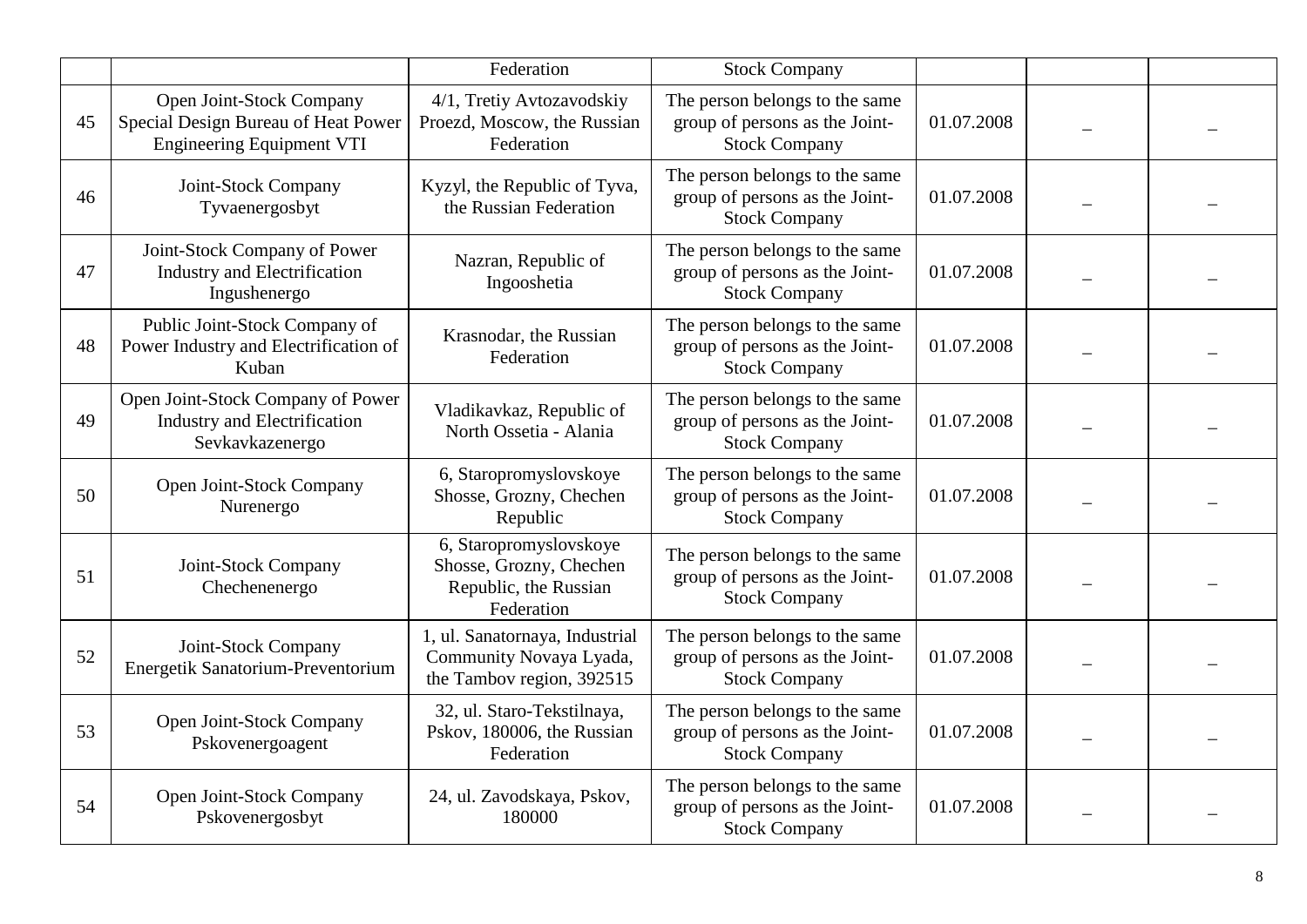|  |  | Federation | Stock Company |  |  |  |
|---|---|---|---|---|---|---|
| 45 | Open Joint-Stock Company Special Design Bureau of Heat Power Engineering Equipment VTI | 4/1, Tretiy Avtozavodskiy Proezd, Moscow, the Russian Federation | The person belongs to the same group of persons as the Joint-Stock Company | 01.07.2008 | – | – |
| 46 | Joint-Stock Company Tyvaenergosbyt | Kyzyl, the Republic of Tyva, the Russian Federation | The person belongs to the same group of persons as the Joint-Stock Company | 01.07.2008 | – | – |
| 47 | Joint-Stock Company of Power Industry and Electrification Ingushenergo | Nazran, Republic of Ingooshetia | The person belongs to the same group of persons as the Joint-Stock Company | 01.07.2008 | – | – |
| 48 | Public Joint-Stock Company of Power Industry and Electrification of Kuban | Krasnodar, the Russian Federation | The person belongs to the same group of persons as the Joint-Stock Company | 01.07.2008 | – | – |
| 49 | Open Joint-Stock Company of Power Industry and Electrification Sevkavkazenergo | Vladikavkaz, Republic of North Ossetia - Alania | The person belongs to the same group of persons as the Joint-Stock Company | 01.07.2008 | – | – |
| 50 | Open Joint-Stock Company Nurenergo | 6, Staropromyslovskoye Shosse, Grozny, Chechen Republic | The person belongs to the same group of persons as the Joint-Stock Company | 01.07.2008 | – | – |
| 51 | Joint-Stock Company Chechenenergo | 6, Staropromyslovskoye Shosse, Grozny, Chechen Republic, the Russian Federation | The person belongs to the same group of persons as the Joint-Stock Company | 01.07.2008 | – | – |
| 52 | Joint-Stock Company Energetik Sanatorium-Preventorium | 1, ul. Sanatornaya, Industrial Community Novaya Lyada, the Tambov region, 392515 | The person belongs to the same group of persons as the Joint-Stock Company | 01.07.2008 | – | – |
| 53 | Open Joint-Stock Company Pskovenergoagent | 32, ul. Staro-Tekstilnaya, Pskov, 180006, the Russian Federation | The person belongs to the same group of persons as the Joint-Stock Company | 01.07.2008 | – | – |
| 54 | Open Joint-Stock Company Pskovenergosbyt | 24, ul. Zavodskaya, Pskov, 180000 | The person belongs to the same group of persons as the Joint-Stock Company | 01.07.2008 | – | – |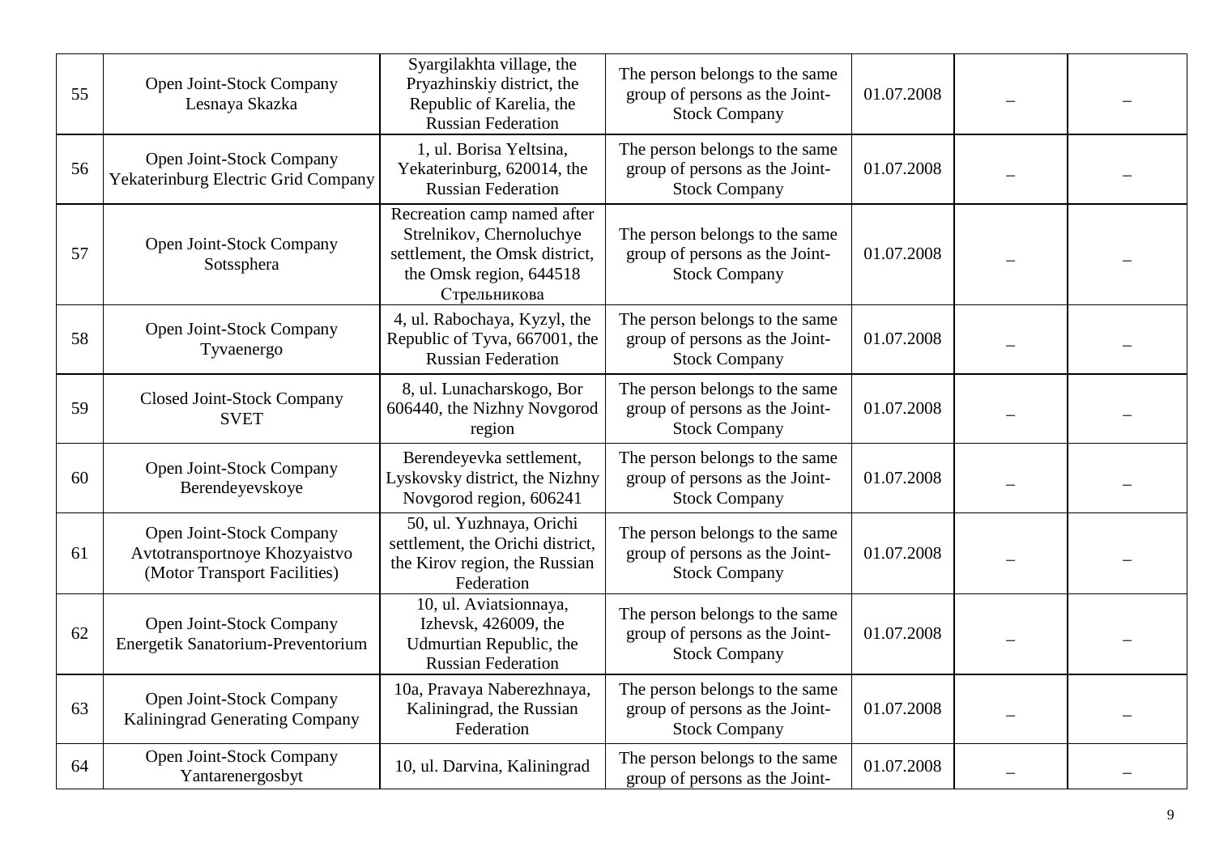| | | | | | | |
|---|---|---|---|---|---|---|
| 55 | Open Joint-Stock Company Lesnaya Skazka | Syargilakhta village, the Pryazhinskiy district, the Republic of Karelia, the Russian Federation | The person belongs to the same group of persons as the Joint-Stock Company | 01.07.2008 | – | – |
| 56 | Open Joint-Stock Company Yekaterinburg Electric Grid Company | 1, ul. Borisa Yeltsina, Yekaterinburg, 620014, the Russian Federation | The person belongs to the same group of persons as the Joint-Stock Company | 01.07.2008 | – | – |
| 57 | Open Joint-Stock Company Sotssphera | Recreation camp named after Strelnikov, Chernoluchye settlement, the Omsk district, the Omsk region, 644518 Стрельникова | The person belongs to the same group of persons as the Joint-Stock Company | 01.07.2008 | – | – |
| 58 | Open Joint-Stock Company Tyvaenergo | 4, ul. Rabochaya, Kyzyl, the Republic of Tyva, 667001, the Russian Federation | The person belongs to the same group of persons as the Joint-Stock Company | 01.07.2008 | – | – |
| 59 | Closed Joint-Stock Company SVET | 8, ul. Lunacharskogo, Bor 606440, the Nizhny Novgorod region | The person belongs to the same group of persons as the Joint-Stock Company | 01.07.2008 | – | – |
| 60 | Open Joint-Stock Company Berendeyevskoye | Berendeyevka settlement, Lyskovsky district, the Nizhny Novgorod region, 606241 | The person belongs to the same group of persons as the Joint-Stock Company | 01.07.2008 | – | – |
| 61 | Open Joint-Stock Company Avtotransportnoye Khozyaistvo (Motor Transport Facilities) | 50, ul. Yuzhnaya, Orichi settlement, the Orichi district, the Kirov region, the Russian Federation | The person belongs to the same group of persons as the Joint-Stock Company | 01.07.2008 | – | – |
| 62 | Open Joint-Stock Company Energetik Sanatorium-Preventorium | 10, ul. Aviatsionnaya, Izhevsk, 426009, the Udmurtian Republic, the Russian Federation | The person belongs to the same group of persons as the Joint-Stock Company | 01.07.2008 | – | – |
| 63 | Open Joint-Stock Company Kaliningrad Generating Company | 10a, Pravaya Naberezhnaya, Kaliningrad, the Russian Federation | The person belongs to the same group of persons as the Joint-Stock Company | 01.07.2008 | – | – |
| 64 | Open Joint-Stock Company Yantarenergosbyt | 10, ul. Darvina, Kaliningrad | The person belongs to the same group of persons as the Joint- | 01.07.2008 | – | – |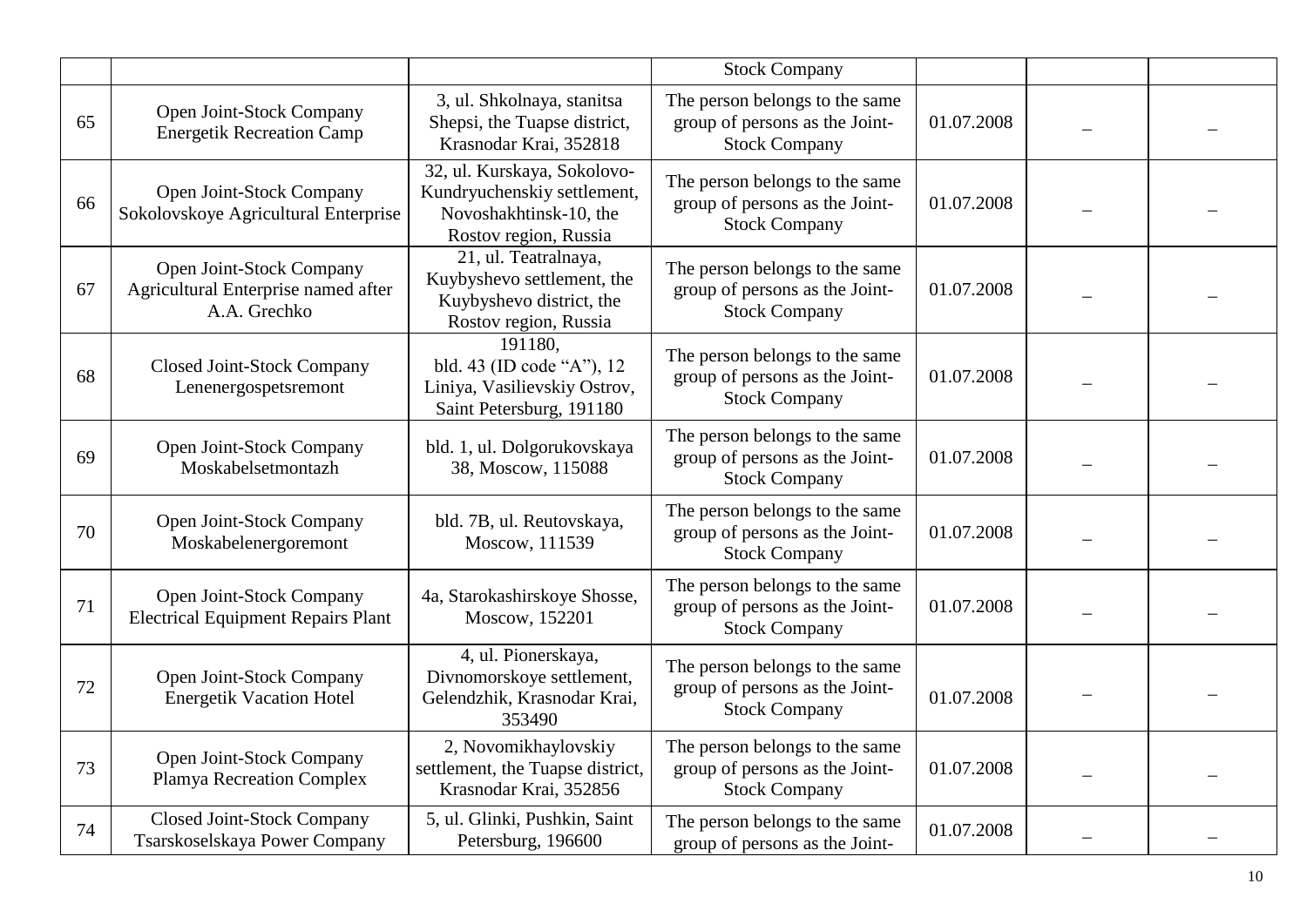|  |  |  | Stock Company |  |  |  |
|---|---|---|---|---|---|---|
| 65 | Open Joint-Stock Company Energetik Recreation Camp | 3, ul. Shkolnaya, stanitsa Shepsi, the Tuapse district, Krasnodar Krai, 352818 | The person belongs to the same group of persons as the Joint-Stock Company | 01.07.2008 | – | – |
| 66 | Open Joint-Stock Company Sokolovskoye Agricultural Enterprise | 32, ul. Kurskaya, Sokolovo-Kundryuchenskiy settlement, Novoshakhtinsk-10, the Rostov region, Russia | The person belongs to the same group of persons as the Joint-Stock Company | 01.07.2008 | – | – |
| 67 | Open Joint-Stock Company Agricultural Enterprise named after A.A. Grechko | 21, ul. Teatralnaya, Kuybyshevo settlement, the Kuybyshevo district, the Rostov region, Russia | The person belongs to the same group of persons as the Joint-Stock Company | 01.07.2008 | – | – |
| 68 | Closed Joint-Stock Company Lenenergospetsremont | 191180, bld. 43 (ID code "A"), 12 Liniya, Vasilievskiy Ostrov, Saint Petersburg, 191180 | The person belongs to the same group of persons as the Joint-Stock Company | 01.07.2008 | – | – |
| 69 | Open Joint-Stock Company Moskabelsetmontazh | bld. 1, ul. Dolgorukovskaya 38, Moscow, 115088 | The person belongs to the same group of persons as the Joint-Stock Company | 01.07.2008 | – | – |
| 70 | Open Joint-Stock Company Moskabelenergoremont | bld. 7B, ul. Reutovskaya, Moscow, 111539 | The person belongs to the same group of persons as the Joint-Stock Company | 01.07.2008 | – | – |
| 71 | Open Joint-Stock Company Electrical Equipment Repairs Plant | 4a, Starokashirskoye Shosse, Moscow, 152201 | The person belongs to the same group of persons as the Joint-Stock Company | 01.07.2008 | – | – |
| 72 | Open Joint-Stock Company Energetik Vacation Hotel | 4, ul. Pionerskaya, Divnomorskoye settlement, Gelendzhik, Krasnodar Krai, 353490 | The person belongs to the same group of persons as the Joint-Stock Company | 01.07.2008 | – | – |
| 73 | Open Joint-Stock Company Plamya Recreation Complex | 2, Novomikhaylovskiy settlement, the Tuapse district, Krasnodar Krai, 352856 | The person belongs to the same group of persons as the Joint-Stock Company | 01.07.2008 | – | – |
| 74 | Closed Joint-Stock Company Tsarskoselskaya Power Company | 5, ul. Glinki, Pushkin, Saint Petersburg, 196600 | The person belongs to the same group of persons as the Joint- | 01.07.2008 | – | – |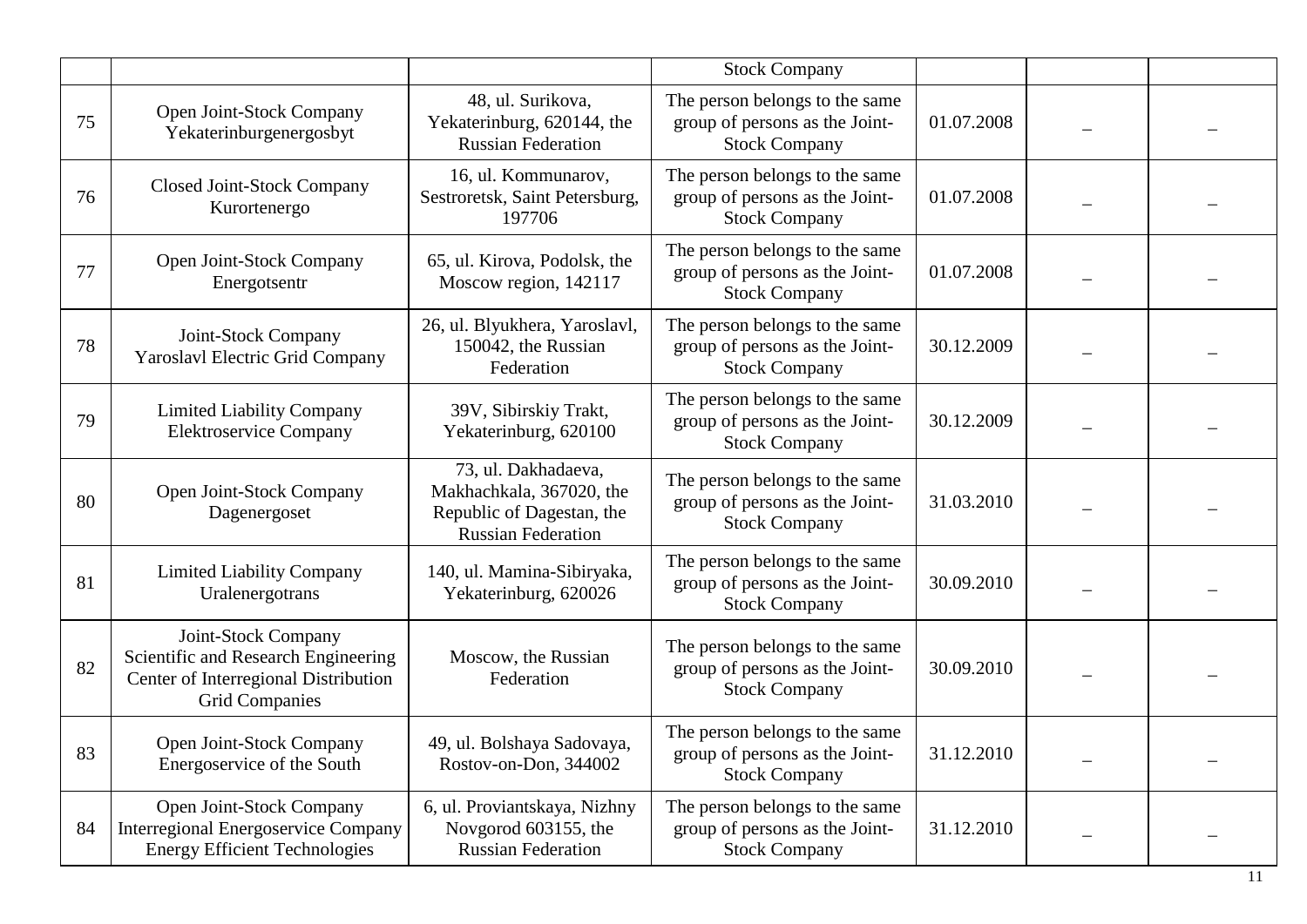| | | | | | | |
|---|---|---|---|---|---|---|
| | | | Stock Company | | | |
| 75 | Open Joint-Stock Company Yekaterinburgenergosbyt | 48, ul. Surikova, Yekaterinburg, 620144, the Russian Federation | The person belongs to the same group of persons as the Joint-Stock Company | 01.07.2008 | – | – |
| 76 | Closed Joint-Stock Company Kurortenergo | 16, ul. Kommunarov, Sestroretsk, Saint Petersburg, 197706 | The person belongs to the same group of persons as the Joint-Stock Company | 01.07.2008 | – | – |
| 77 | Open Joint-Stock Company Energotsentr | 65, ul. Kirova, Podolsk, the Moscow region, 142117 | The person belongs to the same group of persons as the Joint-Stock Company | 01.07.2008 | – | – |
| 78 | Joint-Stock Company Yaroslavl Electric Grid Company | 26, ul. Blyukhera, Yaroslavl, 150042, the Russian Federation | The person belongs to the same group of persons as the Joint-Stock Company | 30.12.2009 | – | – |
| 79 | Limited Liability Company Elektroservice Company | 39V, Sibirskiy Trakt, Yekaterinburg, 620100 | The person belongs to the same group of persons as the Joint-Stock Company | 30.12.2009 | – | – |
| 80 | Open Joint-Stock Company Dagenergoset | 73, ul. Dakhadaeva, Makhachkala, 367020, the Republic of Dagestan, the Russian Federation | The person belongs to the same group of persons as the Joint-Stock Company | 31.03.2010 | – | – |
| 81 | Limited Liability Company Uralenergotrans | 140, ul. Mamina-Sibiryaka, Yekaterinburg, 620026 | The person belongs to the same group of persons as the Joint-Stock Company | 30.09.2010 | – | – |
| 82 | Joint-Stock Company Scientific and Research Engineering Center of Interregional Distribution Grid Companies | Moscow, the Russian Federation | The person belongs to the same group of persons as the Joint-Stock Company | 30.09.2010 | – | – |
| 83 | Open Joint-Stock Company Energoservice of the South | 49, ul. Bolshaya Sadovaya, Rostov-on-Don, 344002 | The person belongs to the same group of persons as the Joint-Stock Company | 31.12.2010 | – | – |
| 84 | Open Joint-Stock Company Interregional Energoservice Company Energy Efficient Technologies | 6, ul. Proviantskaya, Nizhny Novgorod 603155, the Russian Federation | The person belongs to the same group of persons as the Joint-Stock Company | 31.12.2010 | – | – |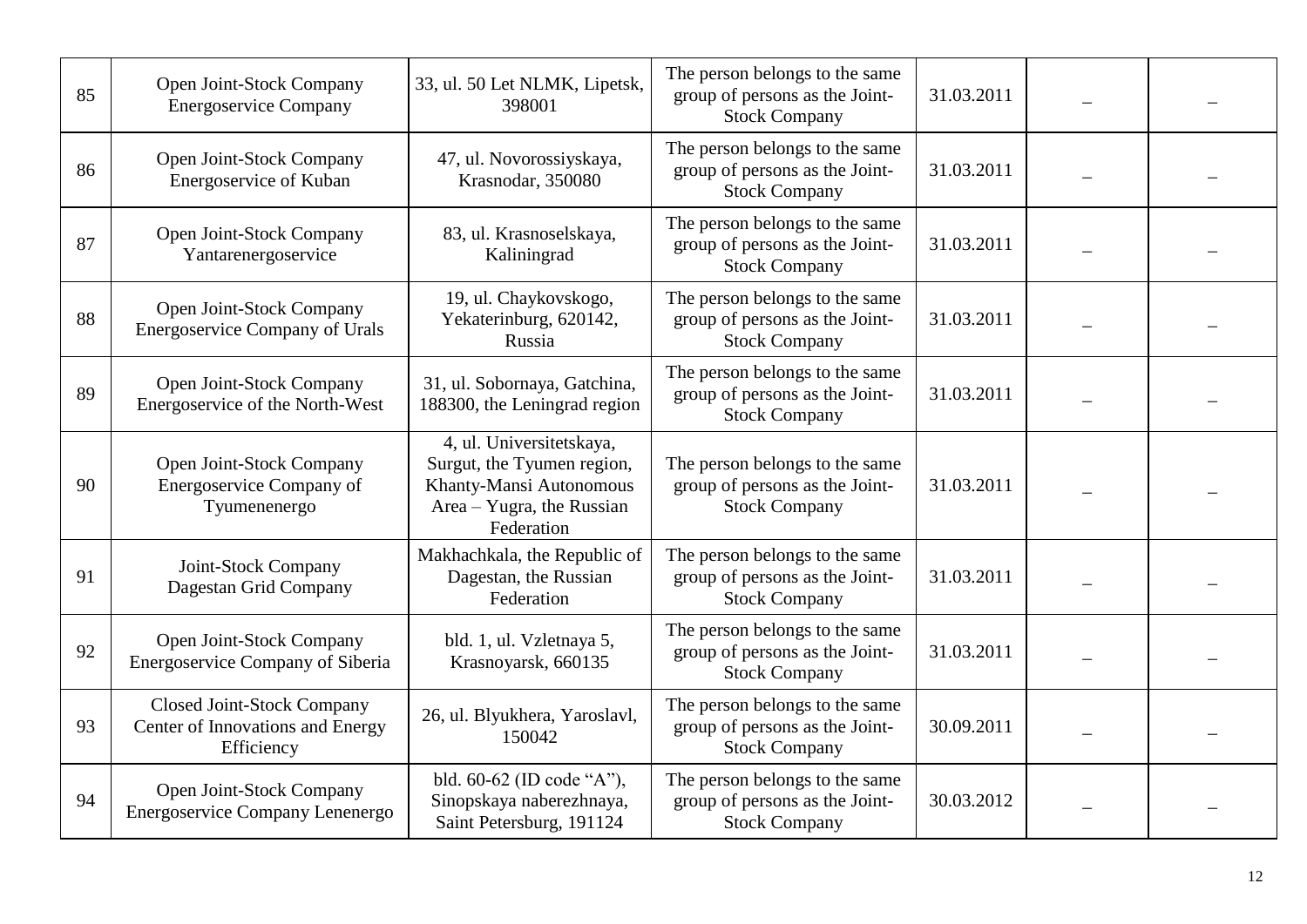| | | | | | | |
|---|---|---|---|---|---|---|
| 85 | Open Joint-Stock Company Energoservice Company | 33, ul. 50 Let NLMK, Lipetsk, 398001 | The person belongs to the same group of persons as the Joint-Stock Company | 31.03.2011 | – | – |
| 86 | Open Joint-Stock Company Energoservice of Kuban | 47, ul. Novorossiyskaya, Krasnodar, 350080 | The person belongs to the same group of persons as the Joint-Stock Company | 31.03.2011 | – | – |
| 87 | Open Joint-Stock Company Yantarenergoservice | 83, ul. Krasnoselskaya, Kaliningrad | The person belongs to the same group of persons as the Joint-Stock Company | 31.03.2011 | – | – |
| 88 | Open Joint-Stock Company Energoservice Company of Urals | 19, ul. Chaykovskogo, Yekaterinburg, 620142, Russia | The person belongs to the same group of persons as the Joint-Stock Company | 31.03.2011 | – | – |
| 89 | Open Joint-Stock Company Energoservice of the North-West | 31, ul. Sobornaya, Gatchina, 188300, the Leningrad region | The person belongs to the same group of persons as the Joint-Stock Company | 31.03.2011 | – | – |
| 90 | Open Joint-Stock Company Energoservice Company of Tyumenenergo | 4, ul. Universitetskaya, Surgut, the Tyumen region, Khanty-Mansi Autonomous Area – Yugra, the Russian Federation | The person belongs to the same group of persons as the Joint-Stock Company | 31.03.2011 | – | – |
| 91 | Joint-Stock Company Dagestan Grid Company | Makhachkala, the Republic of Dagestan, the Russian Federation | The person belongs to the same group of persons as the Joint-Stock Company | 31.03.2011 | – | – |
| 92 | Open Joint-Stock Company Energoservice Company of Siberia | bld. 1, ul. Vzletnaya 5, Krasnoyarsk, 660135 | The person belongs to the same group of persons as the Joint-Stock Company | 31.03.2011 | – | – |
| 93 | Closed Joint-Stock Company Center of Innovations and Energy Efficiency | 26, ul. Blyukhera, Yaroslavl, 150042 | The person belongs to the same group of persons as the Joint-Stock Company | 30.09.2011 | – | – |
| 94 | Open Joint-Stock Company Energoservice Company Lenenergo | bld. 60-62 (ID code "A"), Sinopskaya naberezhnaya, Saint Petersburg, 191124 | The person belongs to the same group of persons as the Joint-Stock Company | 30.03.2012 | – | – |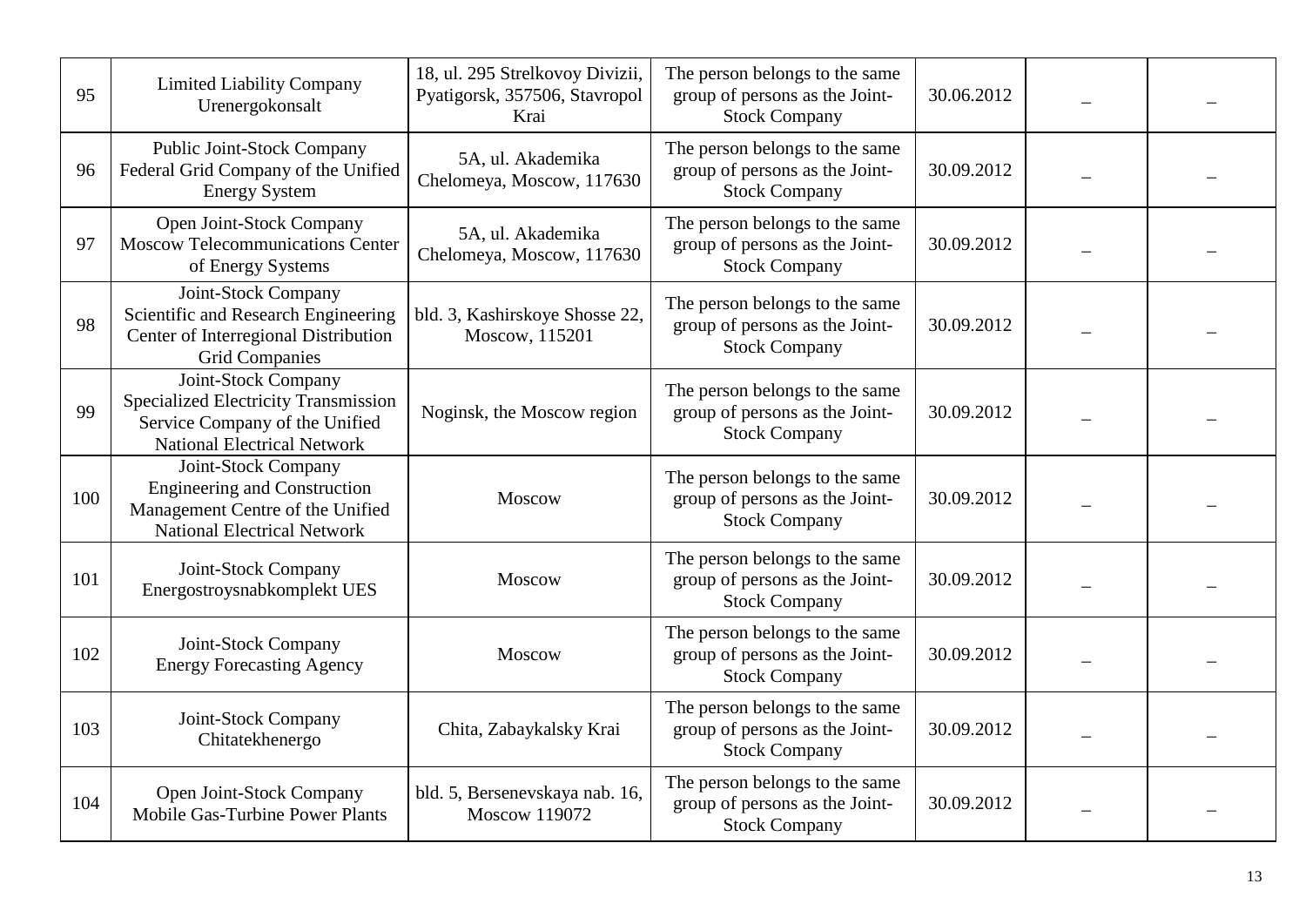| 95 | Limited Liability Company Urenergokonsalt | 18, ul. 295 Strelkovoy Divizii, Pyatigorsk, 357506, Stavropol Krai | The person belongs to the same group of persons as the Joint-Stock Company | 30.06.2012 | – | – |
|---|---|---|---|---|---|---|
| 96 | Public Joint-Stock Company Federal Grid Company of the Unified Energy System | 5A, ul. Akademika Chelomeya, Moscow, 117630 | The person belongs to the same group of persons as the Joint-Stock Company | 30.09.2012 | – | – |
| 97 | Open Joint-Stock Company Moscow Telecommunications Center of Energy Systems | 5A, ul. Akademika Chelomeya, Moscow, 117630 | The person belongs to the same group of persons as the Joint-Stock Company | 30.09.2012 | – | – |
| 98 | Joint-Stock Company Scientific and Research Engineering Center of Interregional Distribution Grid Companies | bld. 3, Kashirskoye Shosse 22, Moscow, 115201 | The person belongs to the same group of persons as the Joint-Stock Company | 30.09.2012 | – | – |
| 99 | Joint-Stock Company Specialized Electricity Transmission Service Company of the Unified National Electrical Network | Noginsk, the Moscow region | The person belongs to the same group of persons as the Joint-Stock Company | 30.09.2012 | – | – |
| 100 | Joint-Stock Company Engineering and Construction Management Centre of the Unified National Electrical Network | Moscow | The person belongs to the same group of persons as the Joint-Stock Company | 30.09.2012 | – | – |
| 101 | Joint-Stock Company Energostroysnabkomplekt UES | Moscow | The person belongs to the same group of persons as the Joint-Stock Company | 30.09.2012 | – | – |
| 102 | Joint-Stock Company Energy Forecasting Agency | Moscow | The person belongs to the same group of persons as the Joint-Stock Company | 30.09.2012 | – | – |
| 103 | Joint-Stock Company Chitatekhenergo | Chita, Zabaykalsky Krai | The person belongs to the same group of persons as the Joint-Stock Company | 30.09.2012 | – | – |
| 104 | Open Joint-Stock Company Mobile Gas-Turbine Power Plants | bld. 5, Bersenevskaya nab. 16, Moscow 119072 | The person belongs to the same group of persons as the Joint-Stock Company | 30.09.2012 | – | – |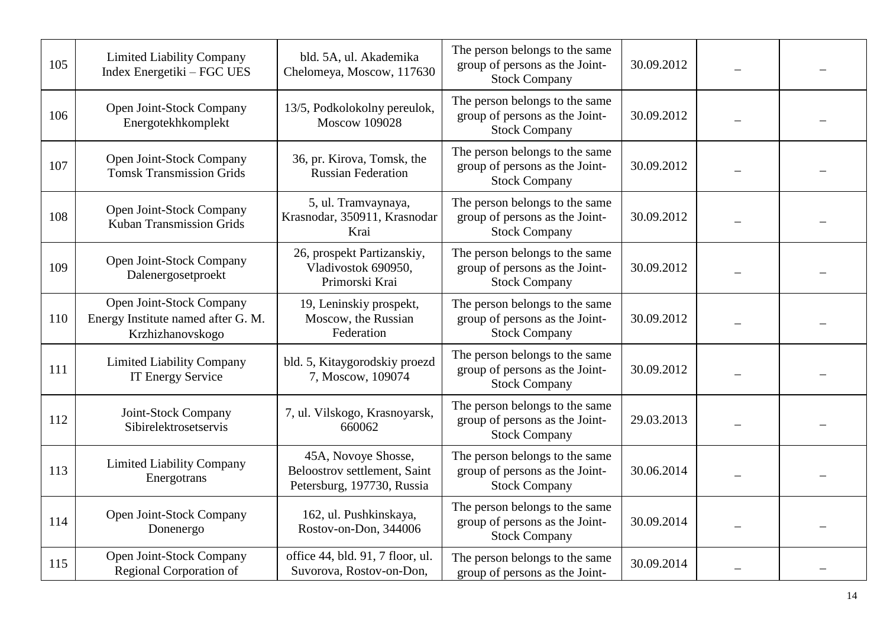| | | | | | | |
|---|---|---|---|---|---|---|
| 105 | Limited Liability Company Index Energetiki – FGC UES | bld. 5A, ul. Akademika Chelomeya, Moscow, 117630 | The person belongs to the same group of persons as the Joint-Stock Company | 30.09.2012 | – | – |
| 106 | Open Joint-Stock Company Energotekhkomplekt | 13/5, Podkolokolny pereulok, Moscow 109028 | The person belongs to the same group of persons as the Joint-Stock Company | 30.09.2012 | – | – |
| 107 | Open Joint-Stock Company Tomsk Transmission Grids | 36, pr. Kirova, Tomsk, the Russian Federation | The person belongs to the same group of persons as the Joint-Stock Company | 30.09.2012 | – | – |
| 108 | Open Joint-Stock Company Kuban Transmission Grids | 5, ul. Tramvaynaya, Krasnodar, 350911, Krasnodar Krai | The person belongs to the same group of persons as the Joint-Stock Company | 30.09.2012 | – | – |
| 109 | Open Joint-Stock Company Dalenergosetproekt | 26, prospekt Partizanskiy, Vladivostok 690950, Primorski Krai | The person belongs to the same group of persons as the Joint-Stock Company | 30.09.2012 | – | – |
| 110 | Open Joint-Stock Company Energy Institute named after G. M. Krzhizhanovskogo | 19, Leninskiy prospekt, Moscow, the Russian Federation | The person belongs to the same group of persons as the Joint-Stock Company | 30.09.2012 | – | – |
| 111 | Limited Liability Company IT Energy Service | bld. 5, Kitaygorodskiy proezd 7, Moscow, 109074 | The person belongs to the same group of persons as the Joint-Stock Company | 30.09.2012 | – | – |
| 112 | Joint-Stock Company Sibirelektrosetservis | 7, ul. Vilskogo, Krasnoyarsk, 660062 | The person belongs to the same group of persons as the Joint-Stock Company | 29.03.2013 | – | – |
| 113 | Limited Liability Company Energotrans | 45A, Novoye Shosse, Beloostrov settlement, Saint Petersburg, 197730, Russia | The person belongs to the same group of persons as the Joint-Stock Company | 30.06.2014 | – | – |
| 114 | Open Joint-Stock Company Donenergo | 162, ul. Pushkinskaya, Rostov-on-Don, 344006 | The person belongs to the same group of persons as the Joint-Stock Company | 30.09.2014 | – | – |
| 115 | Open Joint-Stock Company Regional Corporation of | office 44, bld. 91, 7 floor, ul. Suvorova, Rostov-on-Don, | The person belongs to the same group of persons as the Joint- | 30.09.2014 | – | – |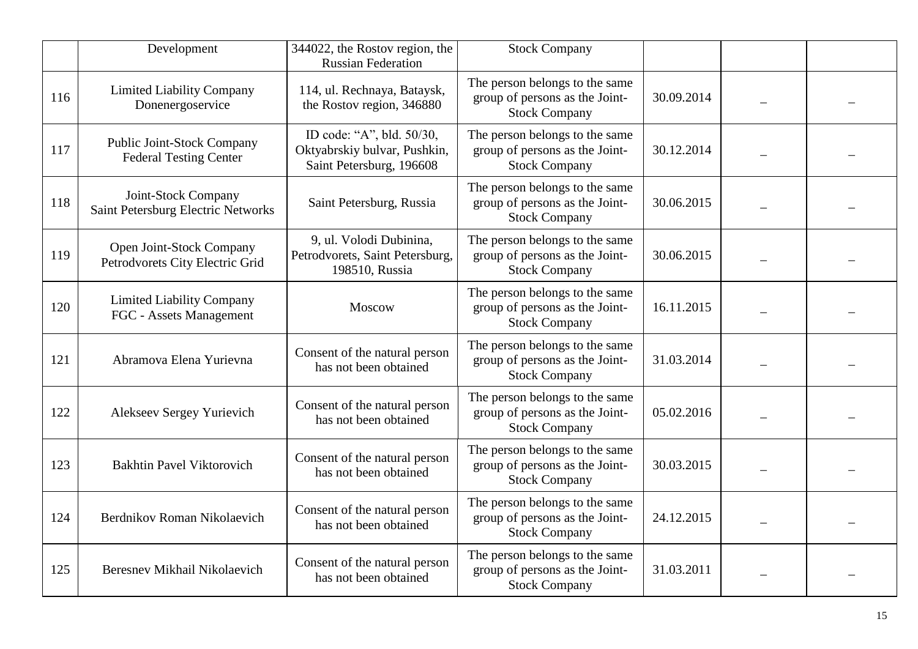| | | | | | | |
|---|---|---|---|---|---|---|
| | Development | 344022, the Rostov region, the Russian Federation | Stock Company | | | |
| 116 | Limited Liability Company Donenergoservice | 114, ul. Rechnaya, Bataysk, the Rostov region, 346880 | The person belongs to the same group of persons as the Joint-Stock Company | 30.09.2014 | – | – |
| 117 | Public Joint-Stock Company Federal Testing Center | ID code: “A”, bld. 50/30, Oktyabrskiy bulvar, Pushkin, Saint Petersburg, 196608 | The person belongs to the same group of persons as the Joint-Stock Company | 30.12.2014 | – | – |
| 118 | Joint-Stock Company Saint Petersburg Electric Networks | Saint Petersburg, Russia | The person belongs to the same group of persons as the Joint-Stock Company | 30.06.2015 | – | – |
| 119 | Open Joint-Stock Company Petrodvorets City Electric Grid | 9, ul. Volodi Dubinina, Petrodvorets, Saint Petersburg, 198510, Russia | The person belongs to the same group of persons as the Joint-Stock Company | 30.06.2015 | – | – |
| 120 | Limited Liability Company FGC - Assets Management | Moscow | The person belongs to the same group of persons as the Joint-Stock Company | 16.11.2015 | – | – |
| 121 | Abramova Elena Yurievna | Consent of the natural person has not been obtained | The person belongs to the same group of persons as the Joint-Stock Company | 31.03.2014 | – | – |
| 122 | Alekseev Sergey Yurievich | Consent of the natural person has not been obtained | The person belongs to the same group of persons as the Joint-Stock Company | 05.02.2016 | – | – |
| 123 | Bakhtin Pavel Viktorovich | Consent of the natural person has not been obtained | The person belongs to the same group of persons as the Joint-Stock Company | 30.03.2015 | – | – |
| 124 | Berdnikov Roman Nikolaevich | Consent of the natural person has not been obtained | The person belongs to the same group of persons as the Joint-Stock Company | 24.12.2015 | – | – |
| 125 | Beresnev Mikhail Nikolaevich | Consent of the natural person has not been obtained | The person belongs to the same group of persons as the Joint-Stock Company | 31.03.2011 | – | – |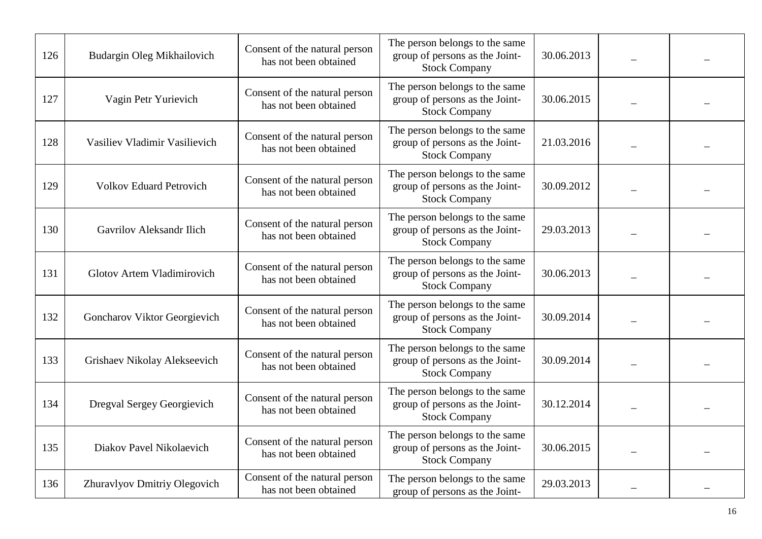| 126 | Budargin Oleg Mikhailovich | Consent of the natural person has not been obtained | The person belongs to the same group of persons as the Joint-Stock Company | 30.06.2013 | – | – |
|---|---|---|---|---|---|---|
| 127 | Vagin Petr Yurievich | Consent of the natural person has not been obtained | The person belongs to the same group of persons as the Joint-Stock Company | 30.06.2015 | – | – |
| 128 | Vasiliev Vladimir Vasilievich | Consent of the natural person has not been obtained | The person belongs to the same group of persons as the Joint-Stock Company | 21.03.2016 | – | – |
| 129 | Volkov Eduard Petrovich | Consent of the natural person has not been obtained | The person belongs to the same group of persons as the Joint-Stock Company | 30.09.2012 | – | – |
| 130 | Gavrilov Aleksandr Ilich | Consent of the natural person has not been obtained | The person belongs to the same group of persons as the Joint-Stock Company | 29.03.2013 | – | – |
| 131 | Glotov Artem Vladimirovich | Consent of the natural person has not been obtained | The person belongs to the same group of persons as the Joint-Stock Company | 30.06.2013 | – | – |
| 132 | Goncharov Viktor Georgievich | Consent of the natural person has not been obtained | The person belongs to the same group of persons as the Joint-Stock Company | 30.09.2014 | – | – |
| 133 | Grishaev Nikolay Alekseevich | Consent of the natural person has not been obtained | The person belongs to the same group of persons as the Joint-Stock Company | 30.09.2014 | – | – |
| 134 | Dregval Sergey Georgievich | Consent of the natural person has not been obtained | The person belongs to the same group of persons as the Joint-Stock Company | 30.12.2014 | – | – |
| 135 | Diakov Pavel Nikolaevich | Consent of the natural person has not been obtained | The person belongs to the same group of persons as the Joint-Stock Company | 30.06.2015 | – | – |
| 136 | Zhuravlyov Dmitriy Olegovich | Consent of the natural person has not been obtained | The person belongs to the same group of persons as the Joint- | 29.03.2013 | – | – |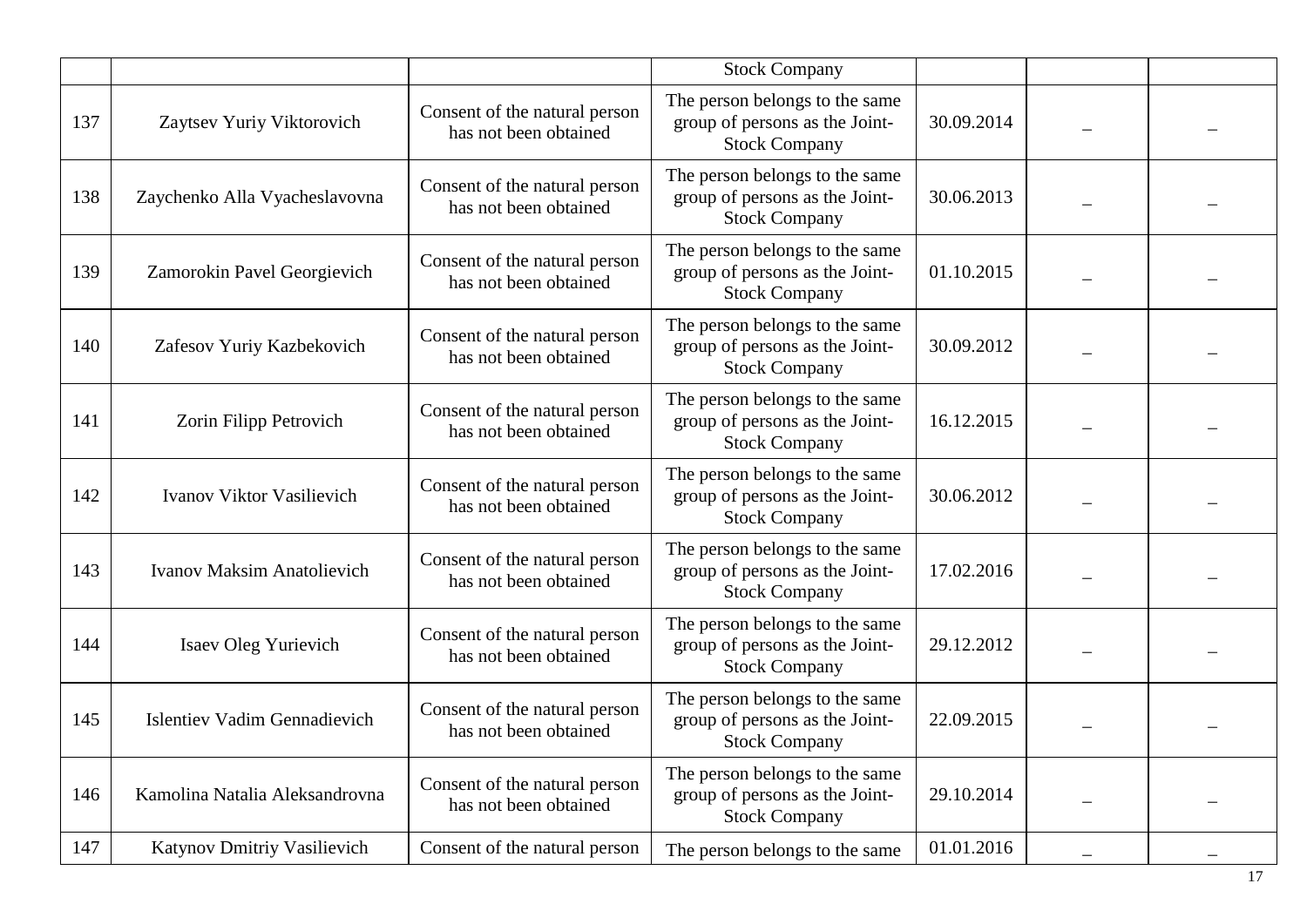| | | | Stock Company | | | |
|---|---|---|---|---|---|---|
| 137 | Zaytsev Yuriy Viktorovich | Consent of the natural person has not been obtained | The person belongs to the same group of persons as the Joint-Stock Company | 30.09.2014 | – | – |
| 138 | Zaychenko Alla Vyacheslavovna | Consent of the natural person has not been obtained | The person belongs to the same group of persons as the Joint-Stock Company | 30.06.2013 | – | – |
| 139 | Zamorokin Pavel Georgievich | Consent of the natural person has not been obtained | The person belongs to the same group of persons as the Joint-Stock Company | 01.10.2015 | – | – |
| 140 | Zafesov Yuriy Kazbekovich | Consent of the natural person has not been obtained | The person belongs to the same group of persons as the Joint-Stock Company | 30.09.2012 | – | – |
| 141 | Zorin Filipp Petrovich | Consent of the natural person has not been obtained | The person belongs to the same group of persons as the Joint-Stock Company | 16.12.2015 | – | – |
| 142 | Ivanov Viktor Vasilievich | Consent of the natural person has not been obtained | The person belongs to the same group of persons as the Joint-Stock Company | 30.06.2012 | – | – |
| 143 | Ivanov Maksim Anatolievich | Consent of the natural person has not been obtained | The person belongs to the same group of persons as the Joint-Stock Company | 17.02.2016 | – | – |
| 144 | Isaev Oleg Yurievich | Consent of the natural person has not been obtained | The person belongs to the same group of persons as the Joint-Stock Company | 29.12.2012 | – | – |
| 145 | Islentiev Vadim Gennadievich | Consent of the natural person has not been obtained | The person belongs to the same group of persons as the Joint-Stock Company | 22.09.2015 | – | – |
| 146 | Kamolina Natalia Aleksandrovna | Consent of the natural person has not been obtained | The person belongs to the same group of persons as the Joint-Stock Company | 29.10.2014 | – | – |
| 147 | Katynov Dmitriy Vasilievich | Consent of the natural person | The person belongs to the same | 01.01.2016 | – | – |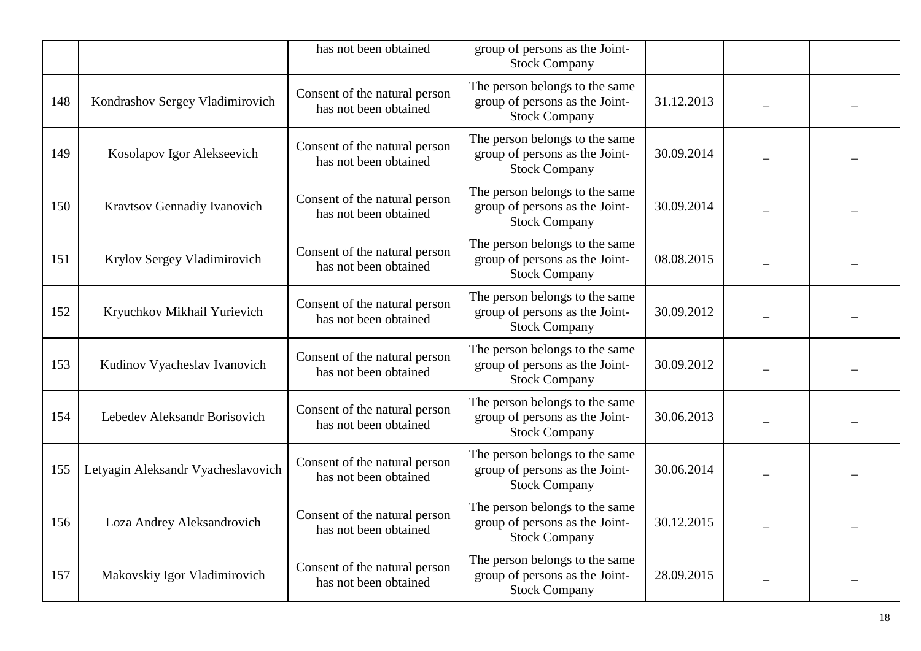| | | | | | | |
|---|---|---|---|---|---|---|
| | | has not been obtained | group of persons as the Joint-Stock Company | | | |
| 148 | Kondrashov Sergey Vladimirovich | Consent of the natural person has not been obtained | The person belongs to the same group of persons as the Joint-Stock Company | 31.12.2013 | – | – |
| 149 | Kosolapov Igor Alekseevich | Consent of the natural person has not been obtained | The person belongs to the same group of persons as the Joint-Stock Company | 30.09.2014 | – | – |
| 150 | Kravtsov Gennadiy Ivanovich | Consent of the natural person has not been obtained | The person belongs to the same group of persons as the Joint-Stock Company | 30.09.2014 | – | – |
| 151 | Krylov Sergey Vladimirovich | Consent of the natural person has not been obtained | The person belongs to the same group of persons as the Joint-Stock Company | 08.08.2015 | – | – |
| 152 | Kryuchkov Mikhail Yurievich | Consent of the natural person has not been obtained | The person belongs to the same group of persons as the Joint-Stock Company | 30.09.2012 | – | – |
| 153 | Kudinov Vyacheslav Ivanovich | Consent of the natural person has not been obtained | The person belongs to the same group of persons as the Joint-Stock Company | 30.09.2012 | – | – |
| 154 | Lebedev Aleksandr Borisovich | Consent of the natural person has not been obtained | The person belongs to the same group of persons as the Joint-Stock Company | 30.06.2013 | – | – |
| 155 | Letyagin Aleksandr Vyacheslavovich | Consent of the natural person has not been obtained | The person belongs to the same group of persons as the Joint-Stock Company | 30.06.2014 | – | – |
| 156 | Loza Andrey Aleksandrovich | Consent of the natural person has not been obtained | The person belongs to the same group of persons as the Joint-Stock Company | 30.12.2015 | – | – |
| 157 | Makovskiy Igor Vladimirovich | Consent of the natural person has not been obtained | The person belongs to the same group of persons as the Joint-Stock Company | 28.09.2015 | – | – |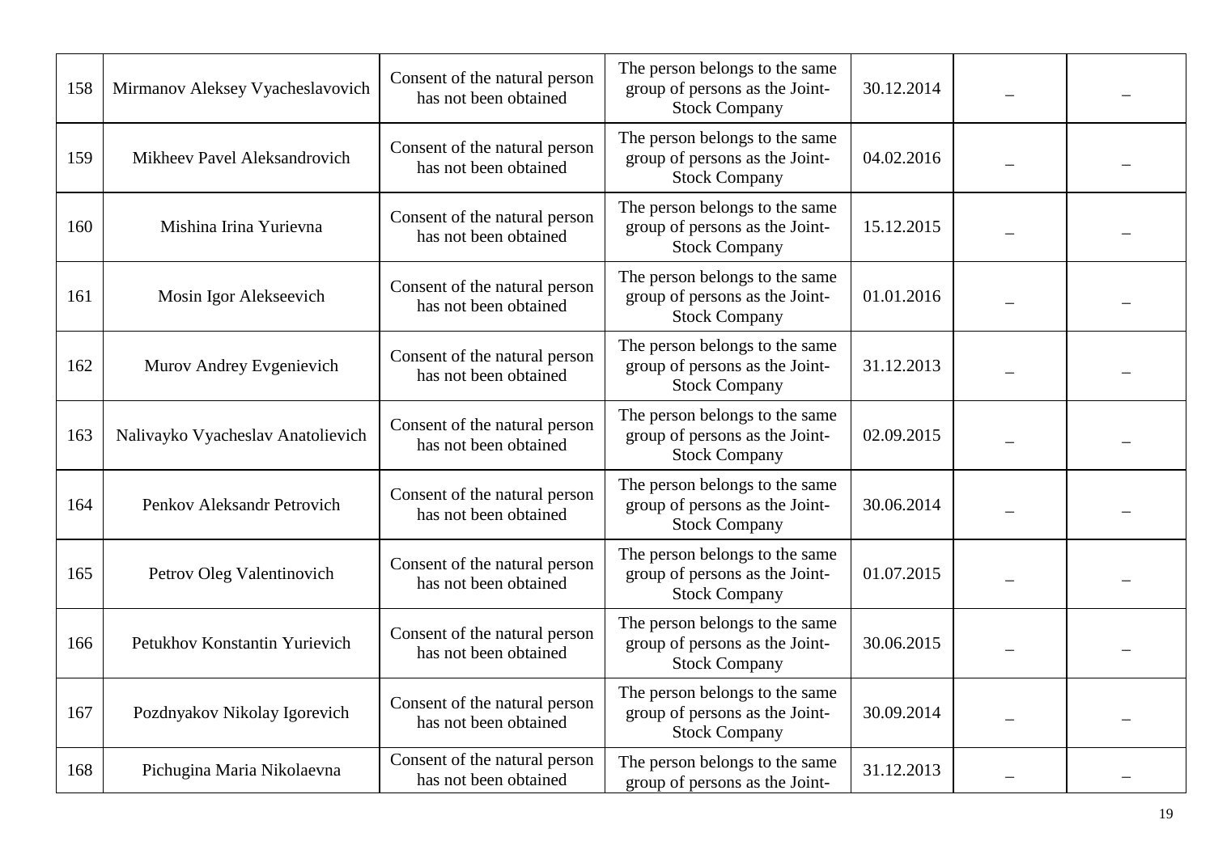| 158 | Mirmanov Aleksey Vyacheslavovich | Consent of the natural person has not been obtained | The person belongs to the same group of persons as the Joint-Stock Company | 30.12.2014 | – | – |
|---|---|---|---|---|---|---|
| 159 | Mikheev Pavel Aleksandrovich | Consent of the natural person has not been obtained | The person belongs to the same group of persons as the Joint-Stock Company | 04.02.2016 | – | – |
| 160 | Mishina Irina Yurievna | Consent of the natural person has not been obtained | The person belongs to the same group of persons as the Joint-Stock Company | 15.12.2015 | – | – |
| 161 | Mosin Igor Alekseevich | Consent of the natural person has not been obtained | The person belongs to the same group of persons as the Joint-Stock Company | 01.01.2016 | – | – |
| 162 | Murov Andrey Evgenievich | Consent of the natural person has not been obtained | The person belongs to the same group of persons as the Joint-Stock Company | 31.12.2013 | – | – |
| 163 | Nalivayko Vyacheslav Anatolievich | Consent of the natural person has not been obtained | The person belongs to the same group of persons as the Joint-Stock Company | 02.09.2015 | – | – |
| 164 | Penkov Aleksandr Petrovich | Consent of the natural person has not been obtained | The person belongs to the same group of persons as the Joint-Stock Company | 30.06.2014 | – | – |
| 165 | Petrov Oleg Valentinovich | Consent of the natural person has not been obtained | The person belongs to the same group of persons as the Joint-Stock Company | 01.07.2015 | – | – |
| 166 | Petukhov Konstantin Yurievich | Consent of the natural person has not been obtained | The person belongs to the same group of persons as the Joint-Stock Company | 30.06.2015 | – | – |
| 167 | Pozdnyakov Nikolay Igorevich | Consent of the natural person has not been obtained | The person belongs to the same group of persons as the Joint-Stock Company | 30.09.2014 | – | – |
| 168 | Pichugina Maria Nikolaevna | Consent of the natural person has not been obtained | The person belongs to the same group of persons as the Joint- | 31.12.2013 | – | – |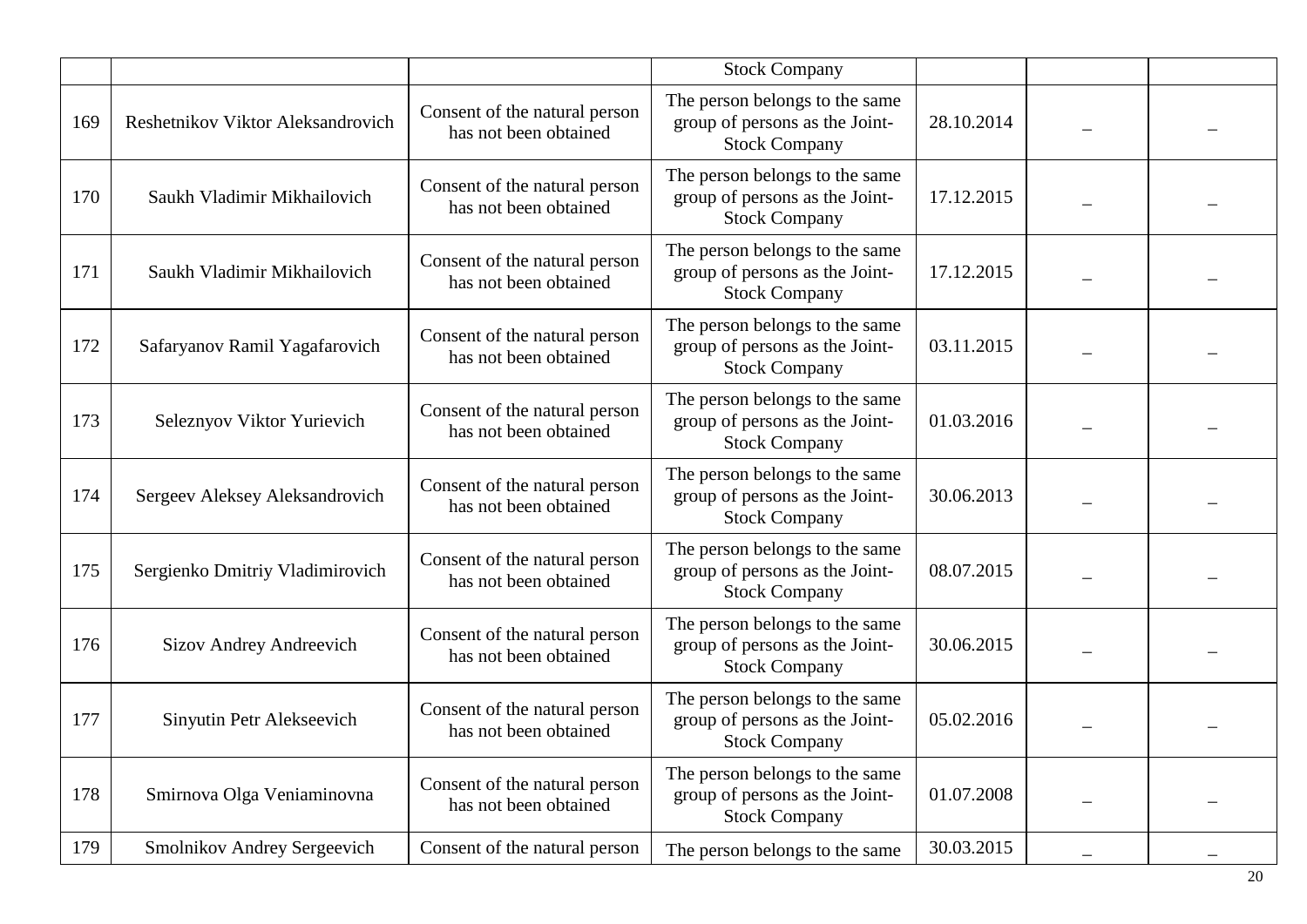| | | | Stock Company | | | |
|---|---|---|---|---|---|---|
| 169 | Reshetnikov Viktor Aleksandrovich | Consent of the natural person has not been obtained | The person belongs to the same group of persons as the Joint-Stock Company | 28.10.2014 | – | – |
| 170 | Saukh Vladimir Mikhailovich | Consent of the natural person has not been obtained | The person belongs to the same group of persons as the Joint-Stock Company | 17.12.2015 | – | – |
| 171 | Saukh Vladimir Mikhailovich | Consent of the natural person has not been obtained | The person belongs to the same group of persons as the Joint-Stock Company | 17.12.2015 | – | – |
| 172 | Safaryanov Ramil Yagafarovich | Consent of the natural person has not been obtained | The person belongs to the same group of persons as the Joint-Stock Company | 03.11.2015 | – | – |
| 173 | Seleznyov Viktor Yurievich | Consent of the natural person has not been obtained | The person belongs to the same group of persons as the Joint-Stock Company | 01.03.2016 | – | – |
| 174 | Sergeev Aleksey Aleksandrovich | Consent of the natural person has not been obtained | The person belongs to the same group of persons as the Joint-Stock Company | 30.06.2013 | – | – |
| 175 | Sergienko Dmitriy Vladimirovich | Consent of the natural person has not been obtained | The person belongs to the same group of persons as the Joint-Stock Company | 08.07.2015 | – | – |
| 176 | Sizov Andrey Andreevich | Consent of the natural person has not been obtained | The person belongs to the same group of persons as the Joint-Stock Company | 30.06.2015 | – | – |
| 177 | Sinyutin Petr Alekseevich | Consent of the natural person has not been obtained | The person belongs to the same group of persons as the Joint-Stock Company | 05.02.2016 | – | – |
| 178 | Smirnova Olga Veniaminovna | Consent of the natural person has not been obtained | The person belongs to the same group of persons as the Joint-Stock Company | 01.07.2008 | – | – |
| 179 | Smolnikov Andrey Sergeevich | Consent of the natural person | The person belongs to the same | 30.03.2015 | – | – |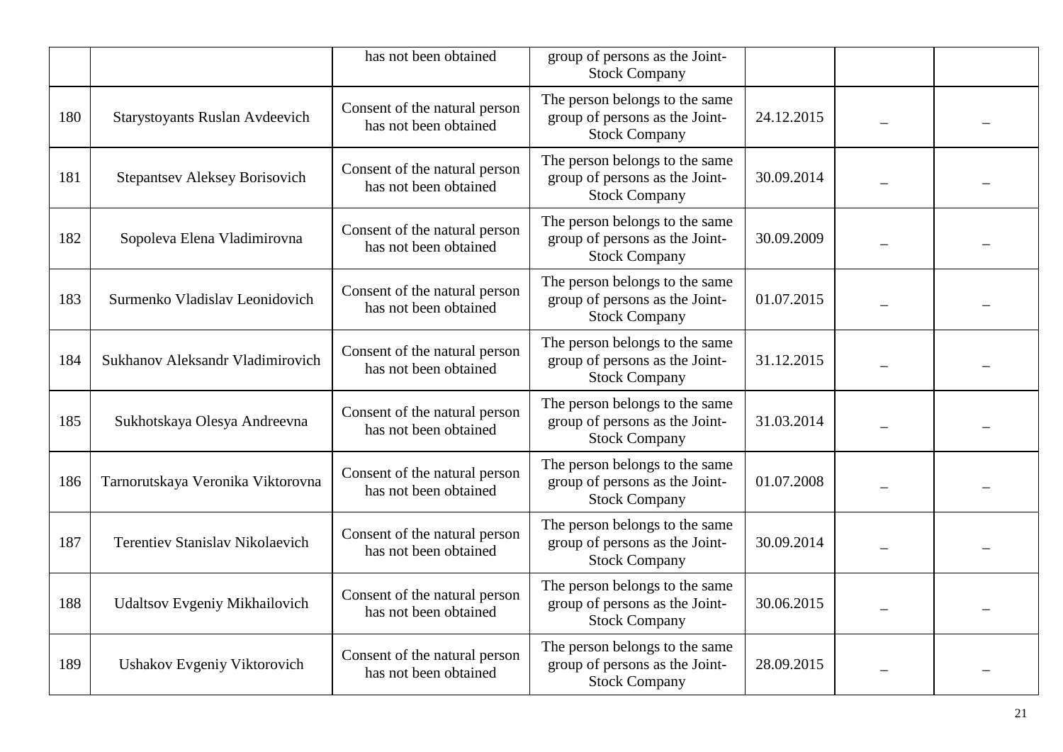| | | has not been obtained | group of persons as the Joint-Stock Company | | | |
|---|---|---|---|---|---|---|
| 180 | Starystoyants Ruslan Avdeevich | Consent of the natural person has not been obtained | The person belongs to the same group of persons as the Joint-Stock Company | 24.12.2015 | – | – |
| 181 | Stepantsev Aleksey Borisovich | Consent of the natural person has not been obtained | The person belongs to the same group of persons as the Joint-Stock Company | 30.09.2014 | – | – |
| 182 | Sopoleva Elena Vladimirovna | Consent of the natural person has not been obtained | The person belongs to the same group of persons as the Joint-Stock Company | 30.09.2009 | – | – |
| 183 | Surmenko Vladislav Leonidovich | Consent of the natural person has not been obtained | The person belongs to the same group of persons as the Joint-Stock Company | 01.07.2015 | – | – |
| 184 | Sukhanov Aleksandr Vladimirovich | Consent of the natural person has not been obtained | The person belongs to the same group of persons as the Joint-Stock Company | 31.12.2015 | – | – |
| 185 | Sukhotskaya Olesya Andreevna | Consent of the natural person has not been obtained | The person belongs to the same group of persons as the Joint-Stock Company | 31.03.2014 | – | – |
| 186 | Tarnorutskaya Veronika Viktorovna | Consent of the natural person has not been obtained | The person belongs to the same group of persons as the Joint-Stock Company | 01.07.2008 | – | – |
| 187 | Terentiev Stanislav Nikolaevich | Consent of the natural person has not been obtained | The person belongs to the same group of persons as the Joint-Stock Company | 30.09.2014 | – | – |
| 188 | Udaltsov Evgeniy Mikhailovich | Consent of the natural person has not been obtained | The person belongs to the same group of persons as the Joint-Stock Company | 30.06.2015 | – | – |
| 189 | Ushakov Evgeniy Viktorovich | Consent of the natural person has not been obtained | The person belongs to the same group of persons as the Joint-Stock Company | 28.09.2015 | – | – |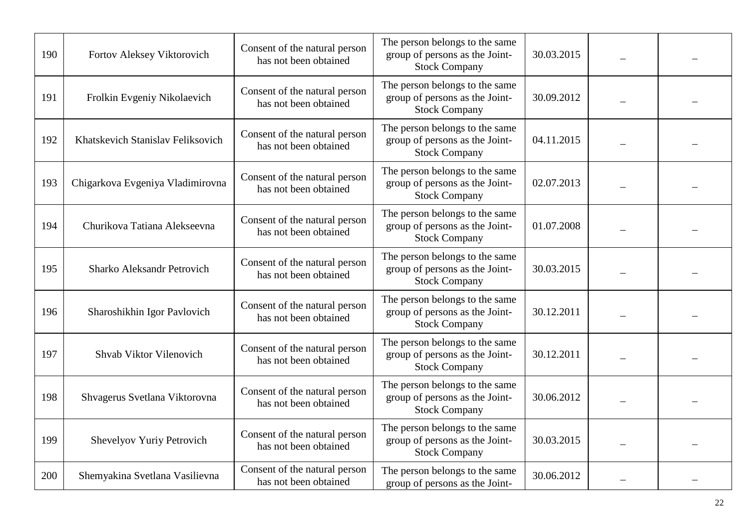| | | | | | | |
|---|---|---|---|---|---|---|
| 190 | Fortov Aleksey Viktorovich | Consent of the natural person has not been obtained | The person belongs to the same group of persons as the Joint-Stock Company | 30.03.2015 | – | – |
| 191 | Frolkin Evgeniy Nikolaevich | Consent of the natural person has not been obtained | The person belongs to the same group of persons as the Joint-Stock Company | 30.09.2012 | – | – |
| 192 | Khatskevich Stanislav Feliksovich | Consent of the natural person has not been obtained | The person belongs to the same group of persons as the Joint-Stock Company | 04.11.2015 | – | – |
| 193 | Chigarkova Evgeniya Vladimirovna | Consent of the natural person has not been obtained | The person belongs to the same group of persons as the Joint-Stock Company | 02.07.2013 | – | – |
| 194 | Churikova Tatiana Alekseevna | Consent of the natural person has not been obtained | The person belongs to the same group of persons as the Joint-Stock Company | 01.07.2008 | – | – |
| 195 | Sharko Aleksandr Petrovich | Consent of the natural person has not been obtained | The person belongs to the same group of persons as the Joint-Stock Company | 30.03.2015 | – | – |
| 196 | Sharoshikhin Igor Pavlovich | Consent of the natural person has not been obtained | The person belongs to the same group of persons as the Joint-Stock Company | 30.12.2011 | – | – |
| 197 | Shvab Viktor Vilenovich | Consent of the natural person has not been obtained | The person belongs to the same group of persons as the Joint-Stock Company | 30.12.2011 | – | – |
| 198 | Shvagerus Svetlana Viktorovna | Consent of the natural person has not been obtained | The person belongs to the same group of persons as the Joint-Stock Company | 30.06.2012 | – | – |
| 199 | Shevelyov Yuriy Petrovich | Consent of the natural person has not been obtained | The person belongs to the same group of persons as the Joint-Stock Company | 30.03.2015 | – | – |
| 200 | Shemyakina Svetlana Vasilievna | Consent of the natural person has not been obtained | The person belongs to the same group of persons as the Joint- | 30.06.2012 | – | – |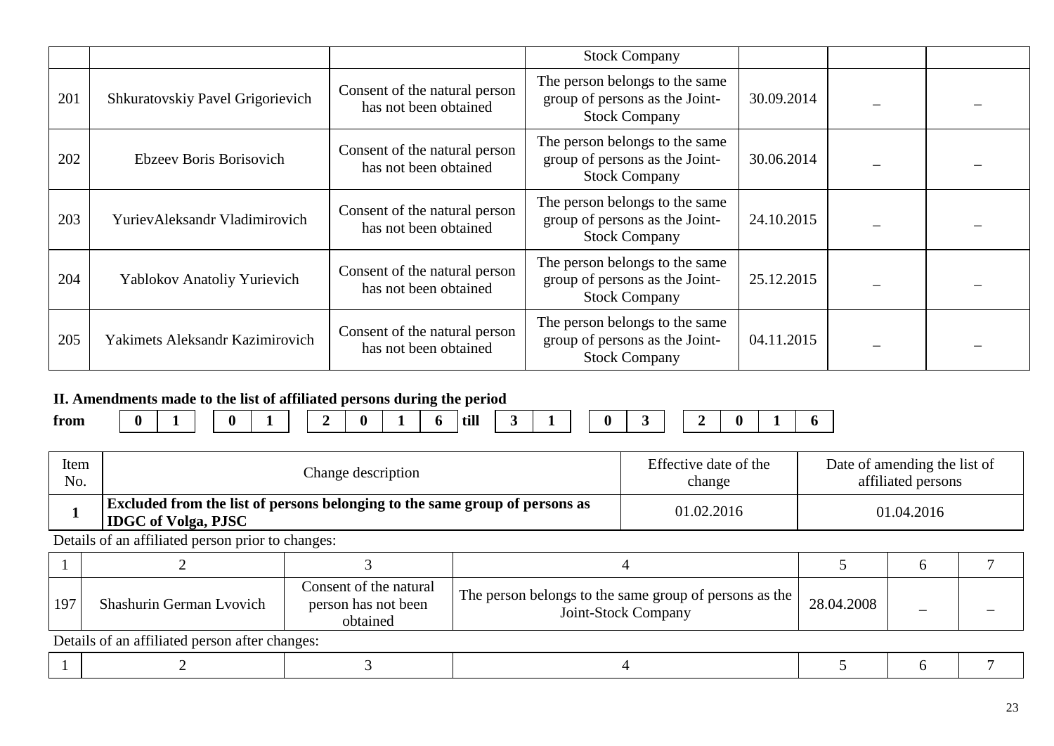| | | | Stock Company | | | |
|---|---|---|---|---|---|---|
| 201 | Shkuratovskiy Pavel Grigorievich | Consent of the natural person has not been obtained | The person belongs to the same group of persons as the Joint-Stock Company | 30.09.2014 | – | – |
| 202 | Ebzeev Boris Borisovich | Consent of the natural person has not been obtained | The person belongs to the same group of persons as the Joint-Stock Company | 30.06.2014 | – | – |
| 203 | YurievAleksandr Vladimirovich | Consent of the natural person has not been obtained | The person belongs to the same group of persons as the Joint-Stock Company | 24.10.2015 | – | – |
| 204 | Yablokov Anatoliy Yurievich | Consent of the natural person has not been obtained | The person belongs to the same group of persons as the Joint-Stock Company | 25.12.2015 | – | – |
| 205 | Yakimets Aleksandr Kazimirovich | Consent of the natural person has not been obtained | The person belongs to the same group of persons as the Joint-Stock Company | 04.11.2015 | – | – |

## II. Amendments made to the list of affiliated persons during the period

**from** 0 1 . 0 1 . 2 0 1 6 **till** 3 1 . 0 3 . 2 0 1 6

| Item No. | Change description | Effective date of the change | Date of amending the list of affiliated persons |
|---|---|---|---|
| **1** | **Excluded from the list of persons belonging to the same group of persons as IDGC of Volga, PJSC** | 01.02.2016 | 01.04.2016 |

Details of an affiliated person prior to changes:

| 1 | 2 | 3 | 4 | 5 | 6 | 7 |
|---|---|---|---|---|---|---|
| 197 | Shashurin German Lvovich | Consent of the natural person has not been obtained | The person belongs to the same group of persons as the Joint-Stock Company | 28.04.2008 | – | – |

Details of an affiliated person after changes:

| 1 | 2 | 3 | 4 | 5 | 6 | 7 |
|---|---|---|---|---|---|---|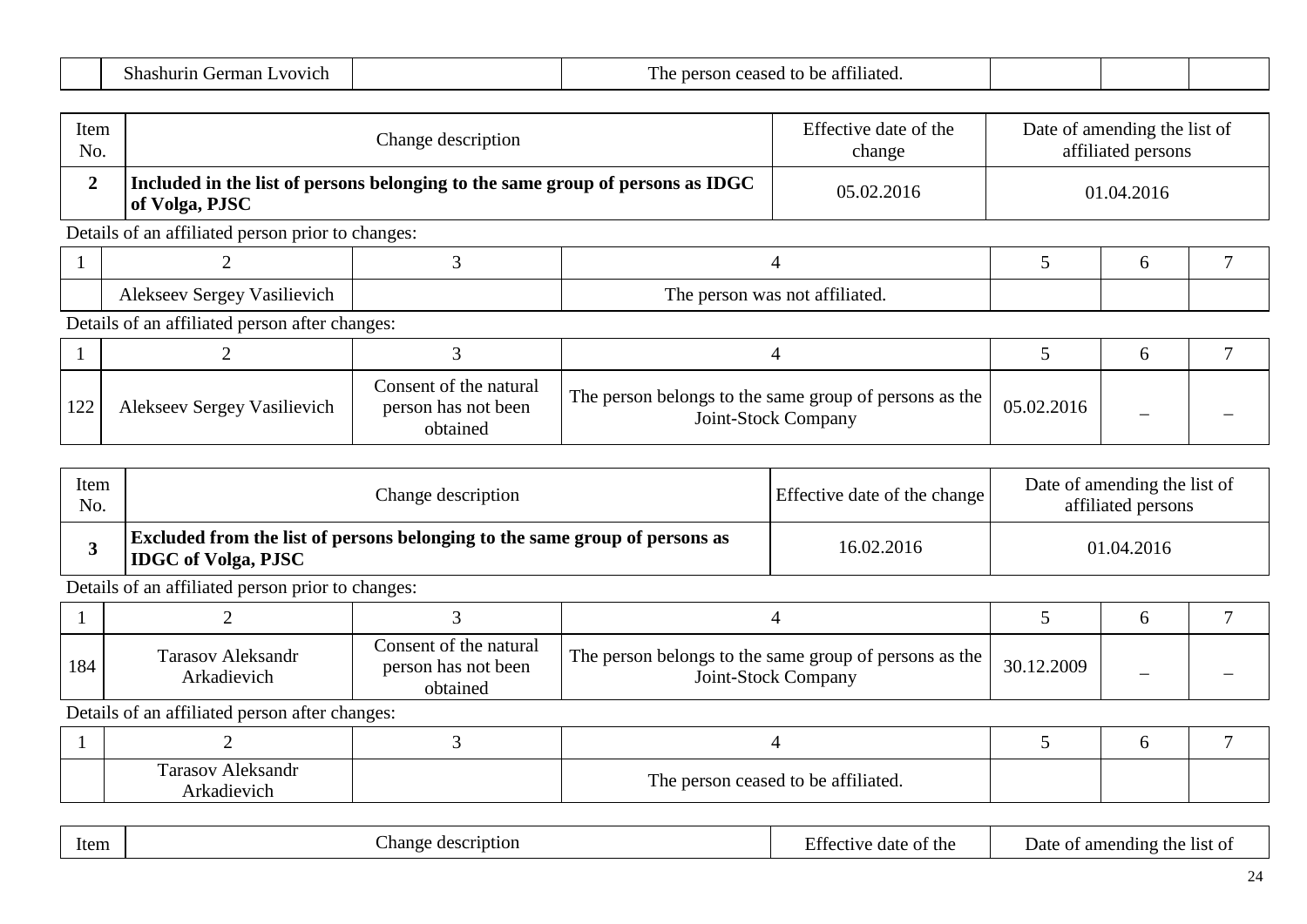| | Shashurin German Lvovich | | The person ceased to be affiliated. | | | |
|---|---|---|---|---|---|---|

| Item No. | Change description | Effective date of the change | Date of amending the list of affiliated persons |
|---|---|---|---|
| **2** | **Included in the list of persons belonging to the same group of persons as IDGC of Volga, PJSC** | 05.02.2016 | 01.04.2016 |

Details of an affiliated person prior to changes:

| 1 | 2 | 3 | 4 | 5 | 6 | 7 |
|---|---|---|---|---|---|---|
| | Alekseev Sergey Vasilievich | | The person was not affiliated. | | | |

Details of an affiliated person after changes:

| 1 | 2 | 3 | 4 | 5 | 6 | 7 |
|---|---|---|---|---|---|---|
| 122 | Alekseev Sergey Vasilievich | Consent of the natural person has not been obtained | The person belongs to the same group of persons as the Joint-Stock Company | 05.02.2016 | – | – |

| Item No. | Change description | Effective date of the change | Date of amending the list of affiliated persons |
|---|---|---|---|
| **3** | **Excluded from the list of persons belonging to the same group of persons as IDGC of Volga, PJSC** | 16.02.2016 | 01.04.2016 |

Details of an affiliated person prior to changes:

| 1 | 2 | 3 | 4 | 5 | 6 | 7 |
|---|---|---|---|---|---|---|
| 184 | Tarasov Aleksandr Arkadievich | Consent of the natural person has not been obtained | The person belongs to the same group of persons as the Joint-Stock Company | 30.12.2009 | – | – |

Details of an affiliated person after changes:

| 1 | 2 | 3 | 4 | 5 | 6 | 7 |
|---|---|---|---|---|---|---|
| | Tarasov Aleksandr Arkadievich | | The person ceased to be affiliated. | | | |

| Item | Change description | Effective date of the | Date of amending the list of |
|---|---|---|---|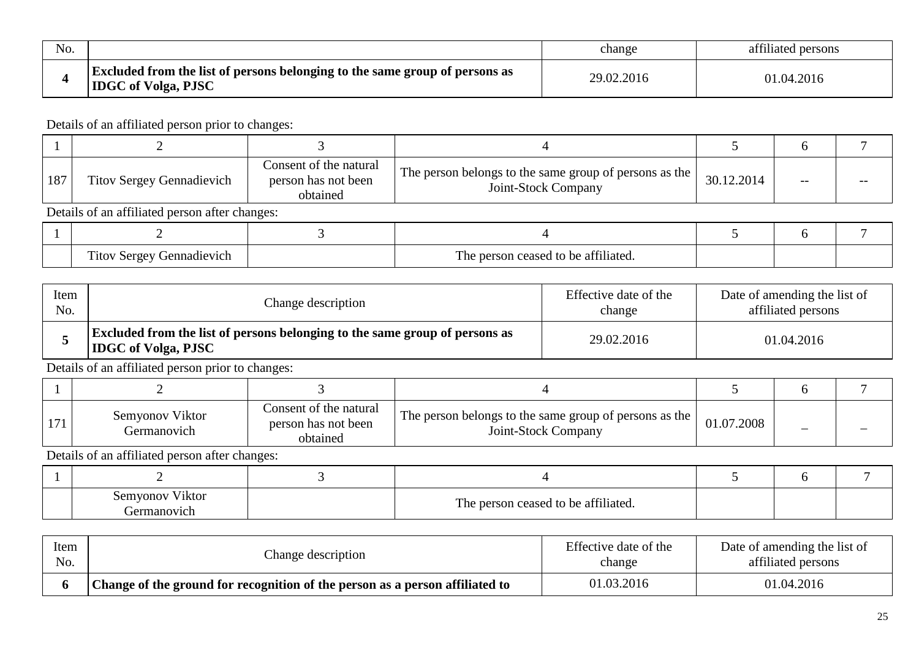| No. | | change | affiliated persons |
|---|---|---|---|
| **4** | **Excluded from the list of persons belonging to the same group of persons as IDGC of Volga, PJSC** | 29.02.2016 | 01.04.2016 |

Details of an affiliated person prior to changes:

| 1 | 2 | 3 | 4 | 5 | 6 | 7 |
|---|---|---|---|---|---|---|
| 187 | Titov Sergey Gennadievich | Consent of the natural person has not been obtained | The person belongs to the same group of persons as the Joint-Stock Company | 30.12.2014 | -- | -- |

Details of an affiliated person after changes:

| 1 | 2 | 3 | 4 | 5 | 6 | 7 |
|---|---|---|---|---|---|---|
| | Titov Sergey Gennadievich | | The person ceased to be affiliated. | | | |

| Item No. | Change description | Effective date of the change | Date of amending the list of affiliated persons |
|---|---|---|---|
| **5** | **Excluded from the list of persons belonging to the same group of persons as IDGC of Volga, PJSC** | 29.02.2016 | 01.04.2016 |

Details of an affiliated person prior to changes:

| 1 | 2 | 3 | 4 | 5 | 6 | 7 |
|---|---|---|---|---|---|---|
| 171 | Semyonov Viktor Germanovich | Consent of the natural person has not been obtained | The person belongs to the same group of persons as the Joint-Stock Company | 01.07.2008 | – | – |

Details of an affiliated person after changes:

| 1 | 2 | 3 | 4 | 5 | 6 | 7 |
|---|---|---|---|---|---|---|
| | Semyonov Viktor Germanovich | | The person ceased to be affiliated. | | | |

| Item No. | Change description | Effective date of the change | Date of amending the list of affiliated persons |
|---|---|---|---|
| **6** | **Change of the ground for recognition of the person as a person affiliated to** | 01.03.2016 | 01.04.2016 |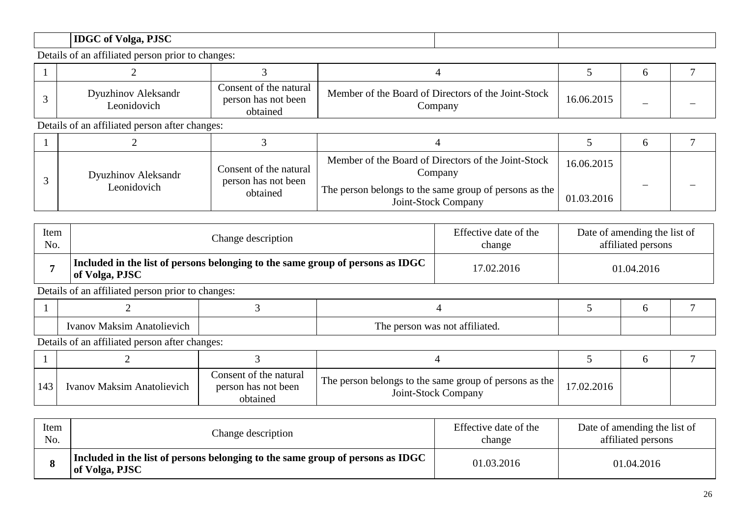| | IDGC of Volga, PJSC | | |
|---|---|---|---|

Details of an affiliated person prior to changes:

| 1 | 2 | 3 | 4 | 5 | 6 | 7 |
|---|---|---|---|---|---|---|
| 3 | Dyuzhinov Aleksandr Leonidovich | Consent of the natural person has not been obtained | Member of the Board of Directors of the Joint-Stock Company | 16.06.2015 | – | – |

Details of an affiliated person after changes:

| 1 | 2 | 3 | 4 | 5 | 6 | 7 |
|---|---|---|---|---|---|---|
| 3 | Dyuzhinov Aleksandr Leonidovich | Consent of the natural person has not been obtained | Member of the Board of Directors of the Joint-Stock Company | 16.06.2015 | – | – |
| | | | The person belongs to the same group of persons as the Joint-Stock Company | 01.03.2016 | | |

| Item No. | Change description | Effective date of the change | Date of amending the list of affiliated persons |
|---|---|---|---|
| **7** | **Included in the list of persons belonging to the same group of persons as IDGC of Volga, PJSC** | 17.02.2016 | 01.04.2016 |

Details of an affiliated person prior to changes:

| 1 | 2 | 3 | 4 | 5 | 6 | 7 |
|---|---|---|---|---|---|---|
| | Ivanov Maksim Anatolievich | | The person was not affiliated. | | | |

Details of an affiliated person after changes:

| 1 | 2 | 3 | 4 | 5 | 6 | 7 |
|---|---|---|---|---|---|---|
| 143 | Ivanov Maksim Anatolievich | Consent of the natural person has not been obtained | The person belongs to the same group of persons as the Joint-Stock Company | 17.02.2016 | | |

| Item No. | Change description | Effective date of the change | Date of amending the list of affiliated persons |
|---|---|---|---|
| **8** | **Included in the list of persons belonging to the same group of persons as IDGC of Volga, PJSC** | 01.03.2016 | 01.04.2016 |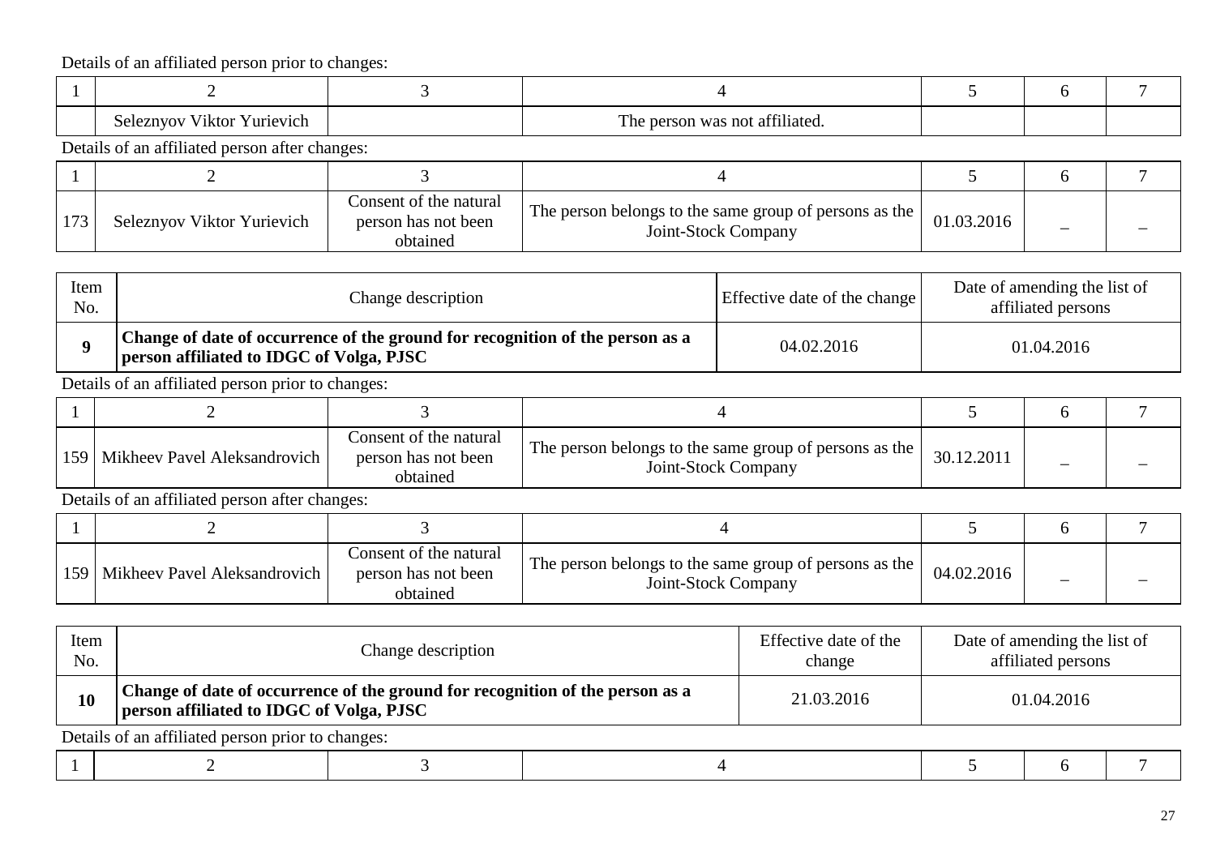Details of an affiliated person prior to changes:

| 1 | 2 | 3 | 4 | 5 | 6 | 7 |
|---|---|---|---|---|---|---|
| | Seleznyov Viktor Yurievich | | The person was not affiliated. | | | |

Details of an affiliated person after changes:

| 1 | 2 | 3 | 4 | 5 | 6 | 7 |
|---|---|---|---|---|---|---|
| 173 | Seleznyov Viktor Yurievich | Consent of the natural person has not been obtained | The person belongs to the same group of persons as the Joint-Stock Company | 01.03.2016 | – | – |

| Item No. | Change description | Effective date of the change | Date of amending the list of affiliated persons |
|---|---|---|---|
| **9** | **Change of date of occurrence of the ground for recognition of the person as a person affiliated to IDGC of Volga, PJSC** | 04.02.2016 | 01.04.2016 |

Details of an affiliated person prior to changes:

| 1 | 2 | 3 | 4 | 5 | 6 | 7 |
|---|---|---|---|---|---|---|
| 159 | Mikheev Pavel Aleksandrovich | Consent of the natural person has not been obtained | The person belongs to the same group of persons as the Joint-Stock Company | 30.12.2011 | – | – |

Details of an affiliated person after changes:

| 1 | 2 | 3 | 4 | 5 | 6 | 7 |
|---|---|---|---|---|---|---|
| 159 | Mikheev Pavel Aleksandrovich | Consent of the natural person has not been obtained | The person belongs to the same group of persons as the Joint-Stock Company | 04.02.2016 | – | – |

| Item No. | Change description | Effective date of the change | Date of amending the list of affiliated persons |
|---|---|---|---|
| **10** | **Change of date of occurrence of the ground for recognition of the person as a person affiliated to IDGC of Volga, PJSC** | 21.03.2016 | 01.04.2016 |

Details of an affiliated person prior to changes:

| 1 | 2 | 3 | 4 | 5 | 6 | 7 |
|---|---|---|---|---|---|---|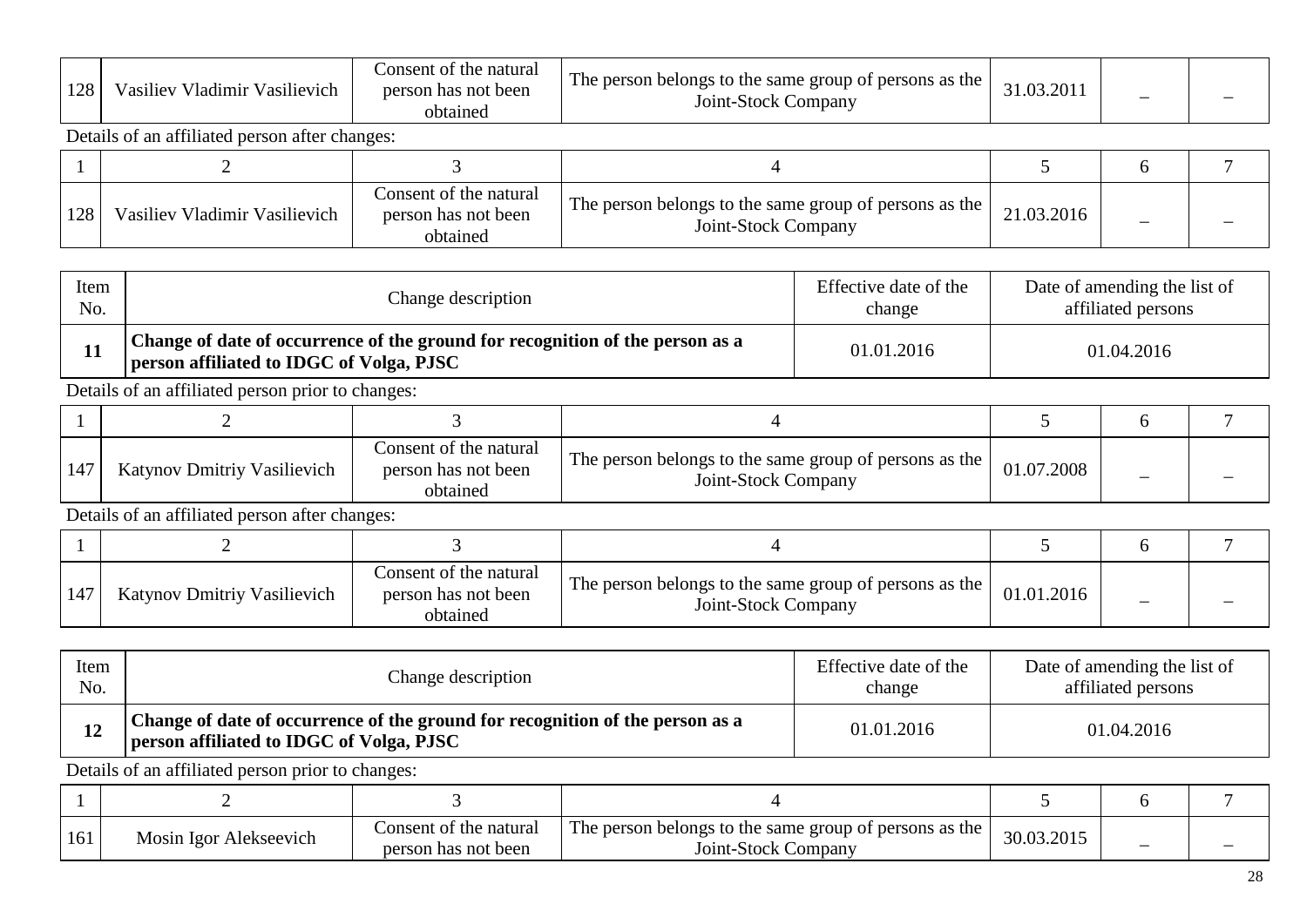| 128 | Vasiliev Vladimir Vasilievich | Consent of the natural person has not been obtained | The person belongs to the same group of persons as the Joint-Stock Company | 31.03.2011 | – | – |
|---|---|---|---|---|---|---|

Details of an affiliated person after changes:

| 1 | 2 | 3 | 4 | 5 | 6 | 7 |
|---|---|---|---|---|---|---|
| 128 | Vasiliev Vladimir Vasilievich | Consent of the natural person has not been obtained | The person belongs to the same group of persons as the Joint-Stock Company | 21.03.2016 | – | – |

| Item No. | Change description | Effective date of the change | Date of amending the list of affiliated persons |
|---|---|---|---|
| **11** | **Change of date of occurrence of the ground for recognition of the person as a person affiliated to IDGC of Volga, PJSC** | 01.01.2016 | 01.04.2016 |

Details of an affiliated person prior to changes:

| 1 | 2 | 3 | 4 | 5 | 6 | 7 |
|---|---|---|---|---|---|---|
| 147 | Katynov Dmitriy Vasilievich | Consent of the natural person has not been obtained | The person belongs to the same group of persons as the Joint-Stock Company | 01.07.2008 | – | – |

Details of an affiliated person after changes:

| 1 | 2 | 3 | 4 | 5 | 6 | 7 |
|---|---|---|---|---|---|---|
| 147 | Katynov Dmitriy Vasilievich | Consent of the natural person has not been obtained | The person belongs to the same group of persons as the Joint-Stock Company | 01.01.2016 | – | – |

| Item No. | Change description | Effective date of the change | Date of amending the list of affiliated persons |
|---|---|---|---|
| **12** | **Change of date of occurrence of the ground for recognition of the person as a person affiliated to IDGC of Volga, PJSC** | 01.01.2016 | 01.04.2016 |

Details of an affiliated person prior to changes:

| 1 | 2 | 3 | 4 | 5 | 6 | 7 |
|---|---|---|---|---|---|---|
| 161 | Mosin Igor Alekseevich | Consent of the natural person has not been | The person belongs to the same group of persons as the Joint-Stock Company | 30.03.2015 | – | – |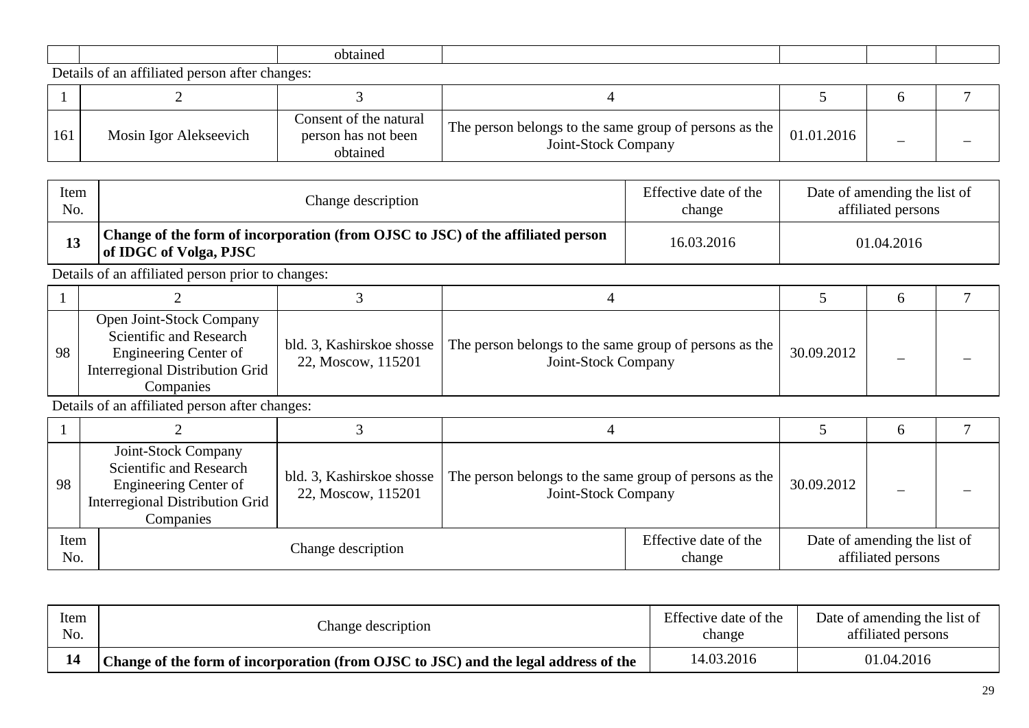| | | obtained | | | | |
|---|---|---|---|---|---|---|

Details of an affiliated person after changes:

| 1 | 2 | 3 | 4 | 5 | 6 | 7 |
|---|---|---|---|---|---|---|
| 161 | Mosin Igor Alekseevich | Consent of the natural person has not been obtained | The person belongs to the same group of persons as the Joint-Stock Company | 01.01.2016 | – | – |

| Item No. | Change description | Effective date of the change | Date of amending the list of affiliated persons |
|---|---|---|---|
| **13** | **Change of the form of incorporation (from OJSC to JSC) of the affiliated person of IDGC of Volga, PJSC** | 16.03.2016 | 01.04.2016 |

Details of an affiliated person prior to changes:

| 1 | 2 | 3 | 4 | 5 | 6 | 7 |
|---|---|---|---|---|---|---|
| 98 | Open Joint-Stock Company Scientific and Research Engineering Center of Interregional Distribution Grid Companies | bld. 3, Kashirskoe shosse 22, Moscow, 115201 | The person belongs to the same group of persons as the Joint-Stock Company | 30.09.2012 | – | – |

Details of an affiliated person after changes:

| 1 | 2 | 3 | 4 | 5 | 6 | 7 |
|---|---|---|---|---|---|---|
| 98 | Joint-Stock Company Scientific and Research Engineering Center of Interregional Distribution Grid Companies | bld. 3, Kashirskoe shosse 22, Moscow, 115201 | The person belongs to the same group of persons as the Joint-Stock Company | 30.09.2012 | – | – |

| Item No. | Change description | Effective date of the change | Date of amending the list of affiliated persons |
|---|---|---|---|

| Item No. | Change description | Effective date of the change | Date of amending the list of affiliated persons |
|---|---|---|---|
| **14** | **Change of the form of incorporation (from OJSC to JSC) and the legal address of the** | 14.03.2016 | 01.04.2016 |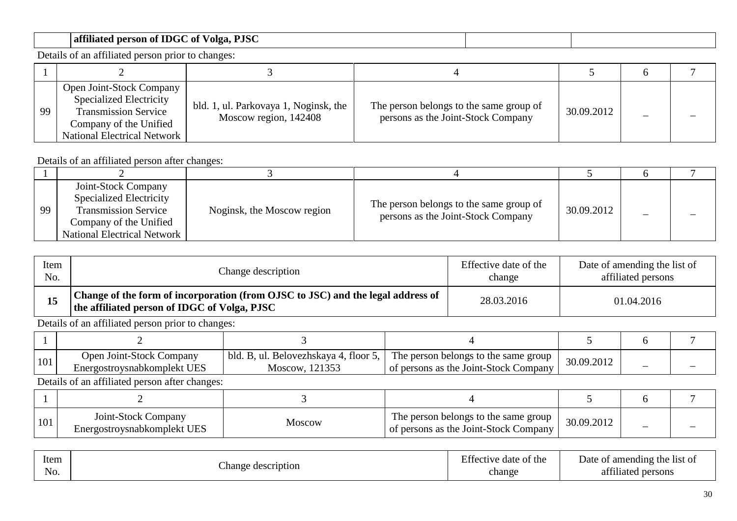| | affiliated person of IDGC of Volga, PJSC | | |
|---|---|---|---|

Details of an affiliated person prior to changes:

| 1 | 2 | 3 | 4 | 5 | 6 | 7 |
|---|---|---|---|---|---|---|
| 99 | Open Joint-Stock Company Specialized Electricity Transmission Service Company of the Unified National Electrical Network | bld. 1, ul. Parkovaya 1, Noginsk, the Moscow region, 142408 | The person belongs to the same group of persons as the Joint-Stock Company | 30.09.2012 | – | – |

Details of an affiliated person after changes:

| 1 | 2 | 3 | 4 | 5 | 6 | 7 |
|---|---|---|---|---|---|---|
| 99 | Joint-Stock Company Specialized Electricity Transmission Service Company of the Unified National Electrical Network | Noginsk, the Moscow region | The person belongs to the same group of persons as the Joint-Stock Company | 30.09.2012 | – | – |

| Item No. | Change description | Effective date of the change | Date of amending the list of affiliated persons |
|---|---|---|---|
| **15** | **Change of the form of incorporation (from OJSC to JSC) and the legal address of the affiliated person of IDGC of Volga, PJSC** | 28.03.2016 | 01.04.2016 |

Details of an affiliated person prior to changes:

| 1 | 2 | 3 | 4 | 5 | 6 | 7 |
|---|---|---|---|---|---|---|
| 101 | Open Joint-Stock Company Energostroysnabkomplekt UES | bld. B, ul. Belovezhskaya 4, floor 5, Moscow, 121353 | The person belongs to the same group of persons as the Joint-Stock Company | 30.09.2012 | – | – |

Details of an affiliated person after changes:

| 1 | 2 | 3 | 4 | 5 | 6 | 7 |
|---|---|---|---|---|---|---|
| 101 | Joint-Stock Company Energostroysnabkomplekt UES | Moscow | The person belongs to the same group of persons as the Joint-Stock Company | 30.09.2012 | – | – |

| Item No. | Change description | Effective date of the change | Date of amending the list of affiliated persons |
|---|---|---|---|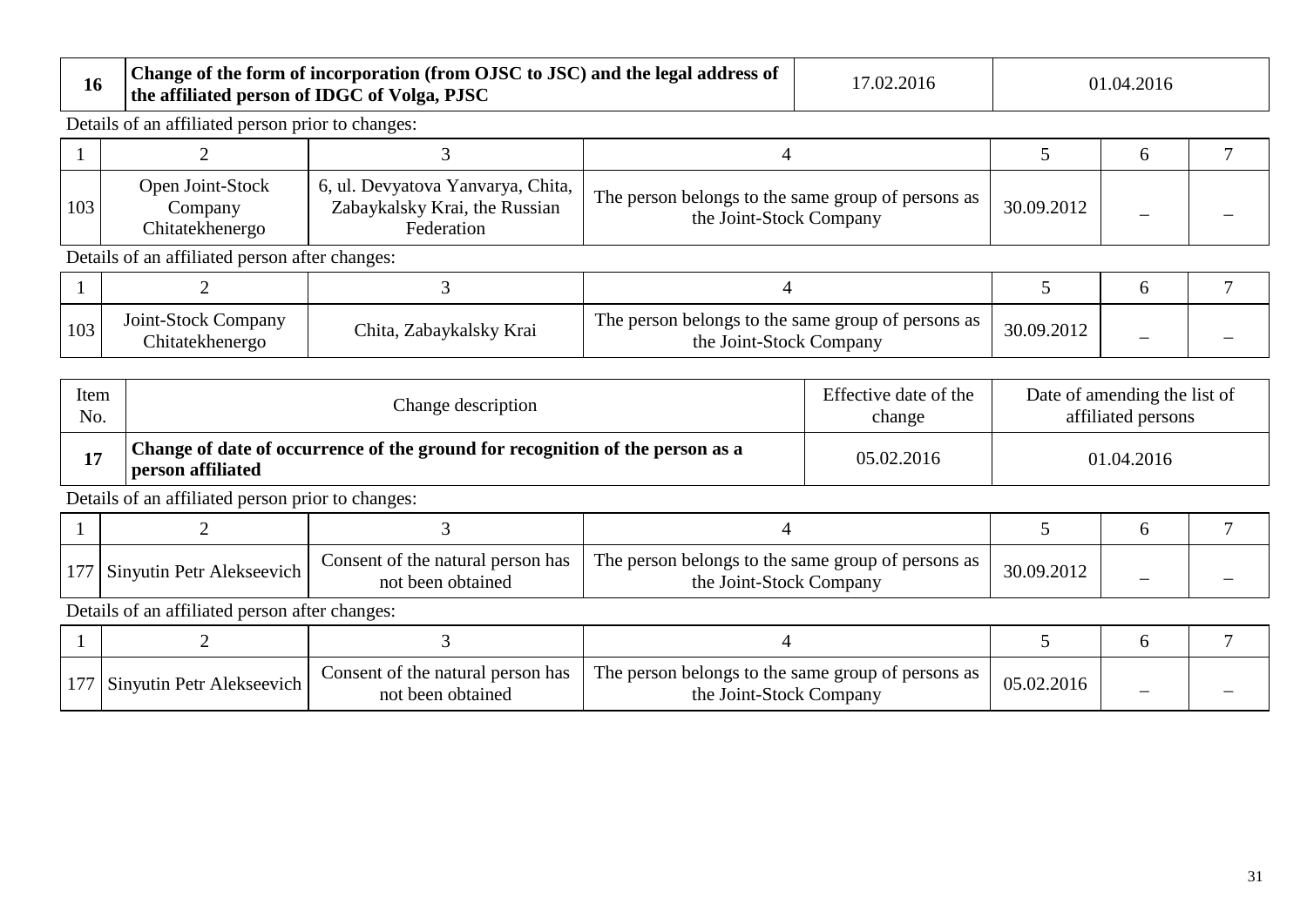| | | | |
|---|---|---|---|
| **16** | **Change of the form of incorporation (from OJSC to JSC) and the legal address of the affiliated person of IDGC of Volga, PJSC** | 17.02.2016 | 01.04.2016 |

Details of an affiliated person prior to changes:

| 1 | 2 | 3 | 4 | 5 | 6 | 7 |
|---|---|---|---|---|---|---|
| 103 | Open Joint-Stock Company Chitatekhenergo | 6, ul. Devyatova Yanvarya, Chita, Zabaykalsky Krai, the Russian Federation | The person belongs to the same group of persons as the Joint-Stock Company | 30.09.2012 | – | – |

Details of an affiliated person after changes:

| 1 | 2 | 3 | 4 | 5 | 6 | 7 |
|---|---|---|---|---|---|---|
| 103 | Joint-Stock Company Chitatekhenergo | Chita, Zabaykalsky Krai | The person belongs to the same group of persons as the Joint-Stock Company | 30.09.2012 | – | – |

| Item No. | Change description | Effective date of the change | Date of amending the list of affiliated persons |
|---|---|---|---|
| **17** | **Change of date of occurrence of the ground for recognition of the person as a person affiliated** | 05.02.2016 | 01.04.2016 |

Details of an affiliated person prior to changes:

| 1 | 2 | 3 | 4 | 5 | 6 | 7 |
|---|---|---|---|---|---|---|
| 177 | Sinyutin Petr Alekseevich | Consent of the natural person has not been obtained | The person belongs to the same group of persons as the Joint-Stock Company | 30.09.2012 | – | – |

Details of an affiliated person after changes:

| 1 | 2 | 3 | 4 | 5 | 6 | 7 |
|---|---|---|---|---|---|---|
| 177 | Sinyutin Petr Alekseevich | Consent of the natural person has not been obtained | The person belongs to the same group of persons as the Joint-Stock Company | 05.02.2016 | – | – |